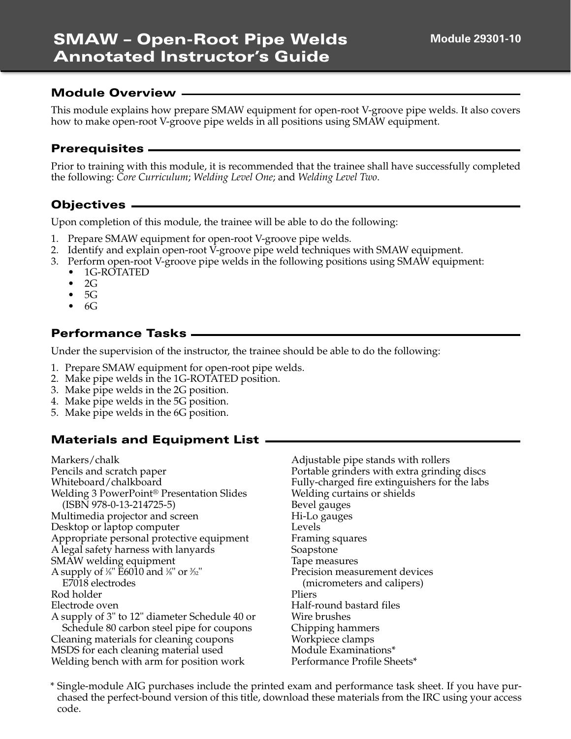# SMAW – Open-Root Pipe Welds Annotated Instructor's Guide

Module 29301-10

## Module Overview

This module explains how prepare SMAW equipment for open-root V-groove pipe welds. It also covers how to make open-root V-groove pipe welds in all positions using SMAW equipment.

## Prerequisites

Prior to training with this module, it is recommended that the trainee shall have successfully completed the following: *Core Curriculum*; *Welding Level One*; and *Welding Level Two*.

## Objectives

Upon completion of this module, the trainee will be able to do the following:

1. Prepare SMAW equipment for open-root V-groove pipe welds.
2. Identify and explain open-root V-groove pipe weld techniques with SMAW equipment.
3. Perform open-root V-groove pipe welds in the following positions using SMAW equipment:
   - 1G-ROTATED
   - 2G
   - 5G
   - 6G

## Performance Tasks

Under the supervision of the instructor, the trainee should be able to do the following:

1. Prepare SMAW equipment for open-root pipe welds.
2. Make pipe welds in the 1G-ROTATED position.
3. Make pipe welds in the 2G position.
4. Make pipe welds in the 5G position.
5. Make pipe welds in the 6G position.

## Materials and Equipment List

Markers/chalk
Pencils and scratch paper
Whiteboard/chalkboard
Welding 3 PowerPoint® Presentation Slides (ISBN 978-0-13-214725-5)
Multimedia projector and screen
Desktop or laptop computer
Appropriate personal protective equipment
A legal safety harness with lanyards
SMAW welding equipment
A supply of ⅛" E6010 and ⅛" or 3⁄32" E7018 electrodes
Rod holder
Electrode oven
A supply of 3" to 12" diameter Schedule 40 or Schedule 80 carbon steel pipe for coupons
Cleaning materials for cleaning coupons
MSDS for each cleaning material used
Welding bench with arm for position work
Adjustable pipe stands with rollers
Portable grinders with extra grinding discs
Fully-charged fire extinguishers for the labs
Welding curtains or shields
Bevel gauges
Hi-Lo gauges
Levels
Framing squares
Soapstone
Tape measures
Precision measurement devices (micrometers and calipers)
Pliers
Half-round bastard files
Wire brushes
Chipping hammers
Workpiece clamps
Module Examinations*
Performance Profile Sheets*

\* Single-module AIG purchases include the printed exam and performance task sheet. If you have purchased the perfect-bound version of this title, download these materials from the IRC using your access code.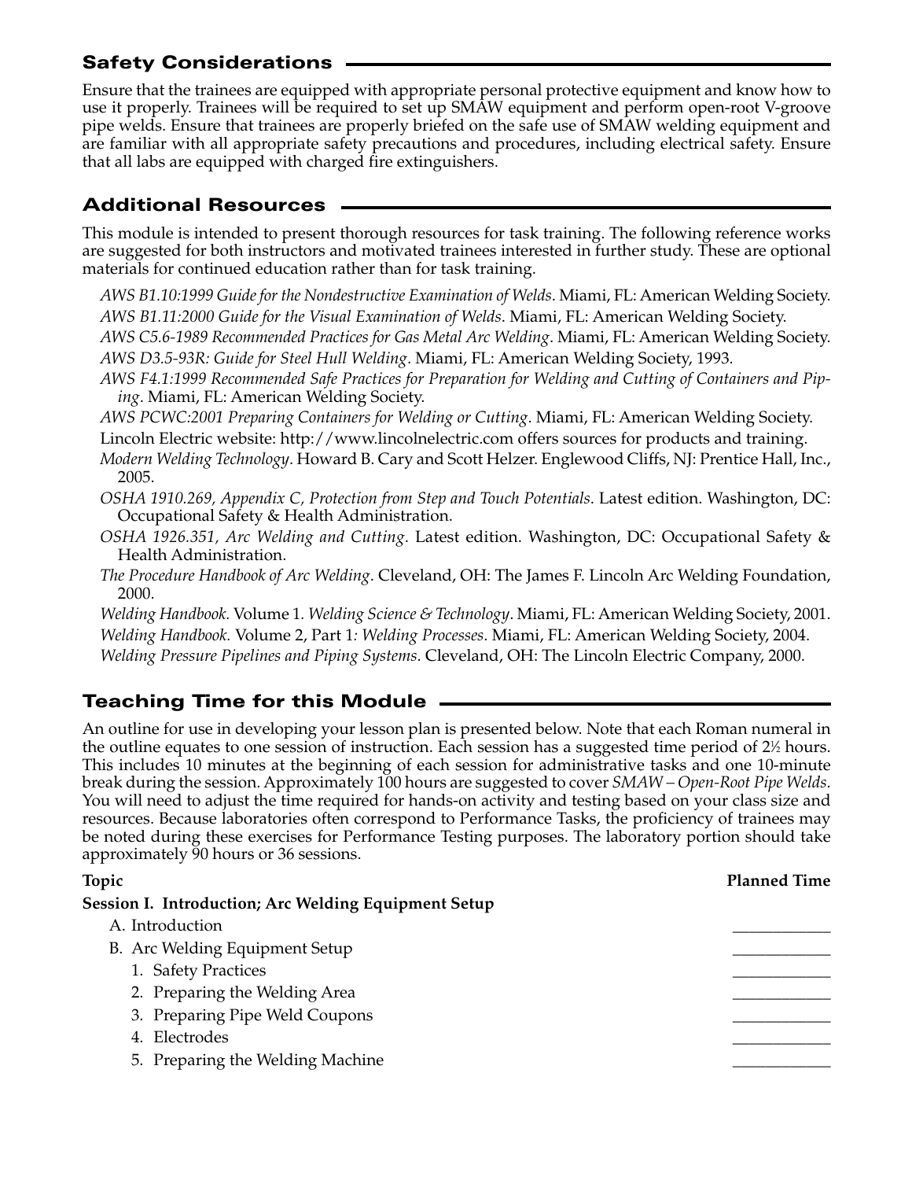## Safety Considerations

Ensure that the trainees are equipped with appropriate personal protective equipment and know how to use it properly. Trainees will be required to set up SMAW equipment and perform open-root V-groove pipe welds. Ensure that trainees are properly briefed on the safe use of SMAW welding equipment and are familiar with all appropriate safety precautions and procedures, including electrical safety. Ensure that all labs are equipped with charged fire extinguishers.

## Additional Resources

This module is intended to present thorough resources for task training. The following reference works are suggested for both instructors and motivated trainees interested in further study. These are optional materials for continued education rather than for task training.

*AWS B1.10:1999 Guide for the Nondestructive Examination of Welds*. Miami, FL: American Welding Society.

*AWS B1.11:2000 Guide for the Visual Examination of Welds*. Miami, FL: American Welding Society.

*AWS C5.6-1989 Recommended Practices for Gas Metal Arc Welding*. Miami, FL: American Welding Society.

*AWS D3.5-93R: Guide for Steel Hull Welding*. Miami, FL: American Welding Society, 1993.

*AWS F4.1:1999 Recommended Safe Practices for Preparation for Welding and Cutting of Containers and Piping*. Miami, FL: American Welding Society.

*AWS PCWC:2001 Preparing Containers for Welding or Cutting*. Miami, FL: American Welding Society.

Lincoln Electric website: http://www.lincolnelectric.com offers sources for products and training.

*Modern Welding Technology*. Howard B. Cary and Scott Helzer. Englewood Cliffs, NJ: Prentice Hall, Inc., 2005.

*OSHA 1910.269, Appendix C, Protection from Step and Touch Potentials*. Latest edition. Washington, DC: Occupational Safety & Health Administration.

*OSHA 1926.351, Arc Welding and Cutting*. Latest edition. Washington, DC: Occupational Safety & Health Administration.

*The Procedure Handbook of Arc Welding*. Cleveland, OH: The James F. Lincoln Arc Welding Foundation, 2000.

*Welding Handbook.* Volume 1. *Welding Science & Technology*. Miami, FL: American Welding Society, 2001.

*Welding Handbook.* Volume 2, Part 1*: Welding Processes*. Miami, FL: American Welding Society, 2004.

*Welding Pressure Pipelines and Piping Systems*. Cleveland, OH: The Lincoln Electric Company, 2000.

## Teaching Time for this Module

An outline for use in developing your lesson plan is presented below. Note that each Roman numeral in the outline equates to one session of instruction. Each session has a suggested time period of 2½ hours. This includes 10 minutes at the beginning of each session for administrative tasks and one 10-minute break during the session. Approximately 100 hours are suggested to cover *SMAW – Open-Root Pipe Welds*. You will need to adjust the time required for hands-on activity and testing based on your class size and resources. Because laboratories often correspond to Performance Tasks, the proficiency of trainees may be noted during these exercises for Performance Testing purposes. The laboratory portion should take approximately 90 hours or 36 sessions.

| Topic | Planned Time |
|---|---|
| **Session I. Introduction; Arc Welding Equipment Setup** | |
| A. Introduction | ____________ |
| B. Arc Welding Equipment Setup | ____________ |
| 1. Safety Practices | ____________ |
| 2. Preparing the Welding Area | ____________ |
| 3. Preparing Pipe Weld Coupons | ____________ |
| 4. Electrodes | ____________ |
| 5. Preparing the Welding Machine | ____________ |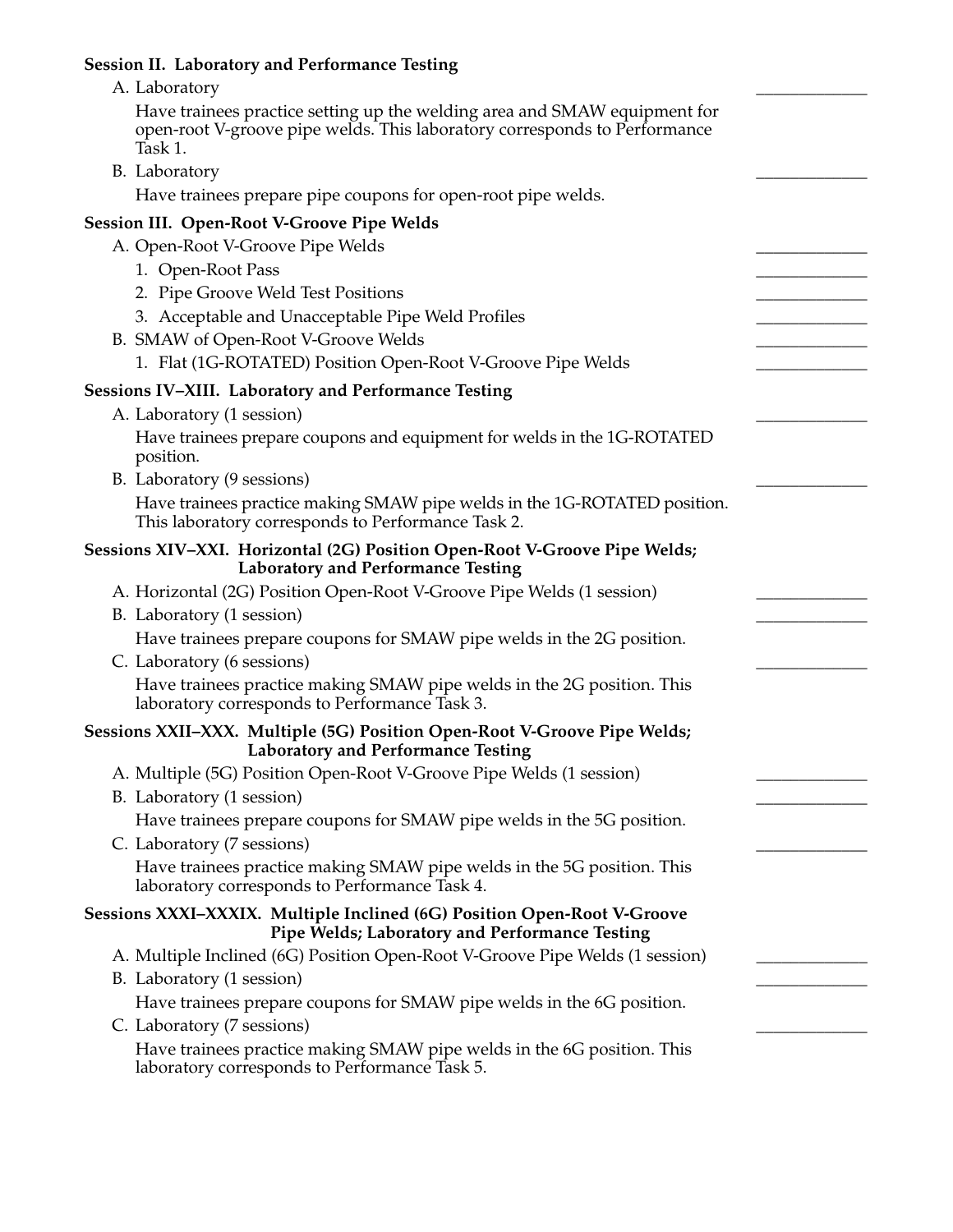**Session II. Laboratory and Performance Testing**

A. Laboratory ______________

Have trainees practice setting up the welding area and SMAW equipment for open-root V-groove pipe welds. This laboratory corresponds to Performance Task 1.

B. Laboratory ______________

Have trainees prepare pipe coupons for open-root pipe welds.

**Session III. Open-Root V-Groove Pipe Welds**

A. Open-Root V-Groove Pipe Welds ______________

1. Open-Root Pass ______________
2. Pipe Groove Weld Test Positions ______________
3. Acceptable and Unacceptable Pipe Weld Profiles ______________

B. SMAW of Open-Root V-Groove Welds ______________

1. Flat (1G-ROTATED) Position Open-Root V-Groove Pipe Welds ______________

**Sessions IV–XIII. Laboratory and Performance Testing**

A. Laboratory (1 session) ______________

Have trainees prepare coupons and equipment for welds in the 1G-ROTATED position.

B. Laboratory (9 sessions) ______________

Have trainees practice making SMAW pipe welds in the 1G-ROTATED position. This laboratory corresponds to Performance Task 2.

**Sessions XIV–XXI. Horizontal (2G) Position Open-Root V-Groove Pipe Welds; Laboratory and Performance Testing**

A. Horizontal (2G) Position Open-Root V-Groove Pipe Welds (1 session) ______________

B. Laboratory (1 session) ______________

Have trainees prepare coupons for SMAW pipe welds in the 2G position.

C. Laboratory (6 sessions) ______________

Have trainees practice making SMAW pipe welds in the 2G position. This laboratory corresponds to Performance Task 3.

**Sessions XXII–XXX. Multiple (5G) Position Open-Root V-Groove Pipe Welds; Laboratory and Performance Testing**

A. Multiple (5G) Position Open-Root V-Groove Pipe Welds (1 session) ______________

B. Laboratory (1 session) ______________

Have trainees prepare coupons for SMAW pipe welds in the 5G position.

C. Laboratory (7 sessions) ______________

Have trainees practice making SMAW pipe welds in the 5G position. This laboratory corresponds to Performance Task 4.

**Sessions XXXI–XXXIX. Multiple Inclined (6G) Position Open-Root V-Groove Pipe Welds; Laboratory and Performance Testing**

A. Multiple Inclined (6G) Position Open-Root V-Groove Pipe Welds (1 session) ______________

B. Laboratory (1 session) ______________

Have trainees prepare coupons for SMAW pipe welds in the 6G position.

C. Laboratory (7 sessions) ______________

Have trainees practice making SMAW pipe welds in the 6G position. This laboratory corresponds to Performance Task 5.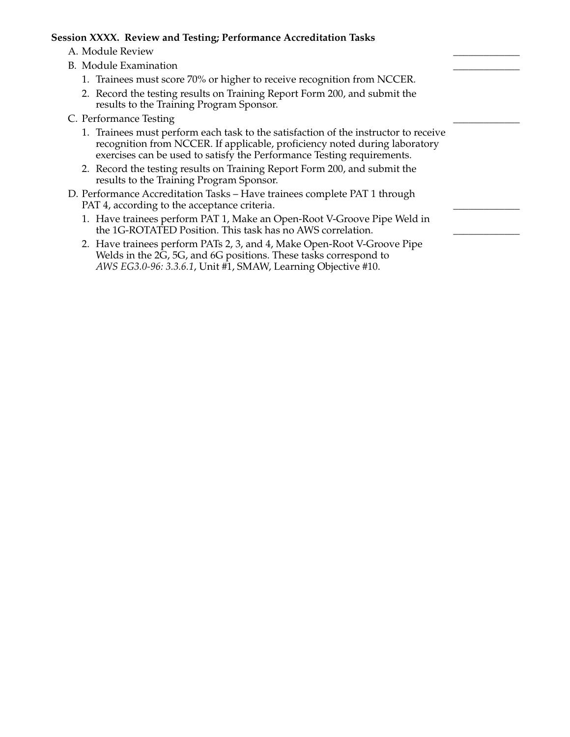**Session XXXX. Review and Testing; Performance Accreditation Tasks**

A. Module Review \_\_\_\_\_\_\_\_\_\_\_\_\_

B. Module Examination \_\_\_\_\_\_\_\_\_\_\_\_\_

1. Trainees must score 70% or higher to receive recognition from NCCER.
2. Record the testing results on Training Report Form 200, and submit the results to the Training Program Sponsor.

C. Performance Testing \_\_\_\_\_\_\_\_\_\_\_\_\_

1. Trainees must perform each task to the satisfaction of the instructor to receive recognition from NCCER. If applicable, proficiency noted during laboratory exercises can be used to satisfy the Performance Testing requirements.
2. Record the testing results on Training Report Form 200, and submit the results to the Training Program Sponsor.

D. Performance Accreditation Tasks – Have trainees complete PAT 1 through PAT 4, according to the acceptance criteria. \_\_\_\_\_\_\_\_\_\_\_\_\_

1. Have trainees perform PAT 1, Make an Open-Root V-Groove Pipe Weld in the 1G-ROTATED Position. This task has no AWS correlation. \_\_\_\_\_\_\_\_\_\_\_\_\_
2. Have trainees perform PATs 2, 3, and 4, Make Open-Root V-Groove Pipe Welds in the 2G, 5G, and 6G positions. These tasks correspond to *AWS EG3.0-96: 3.3.6.1*, Unit #1, SMAW, Learning Objective #10.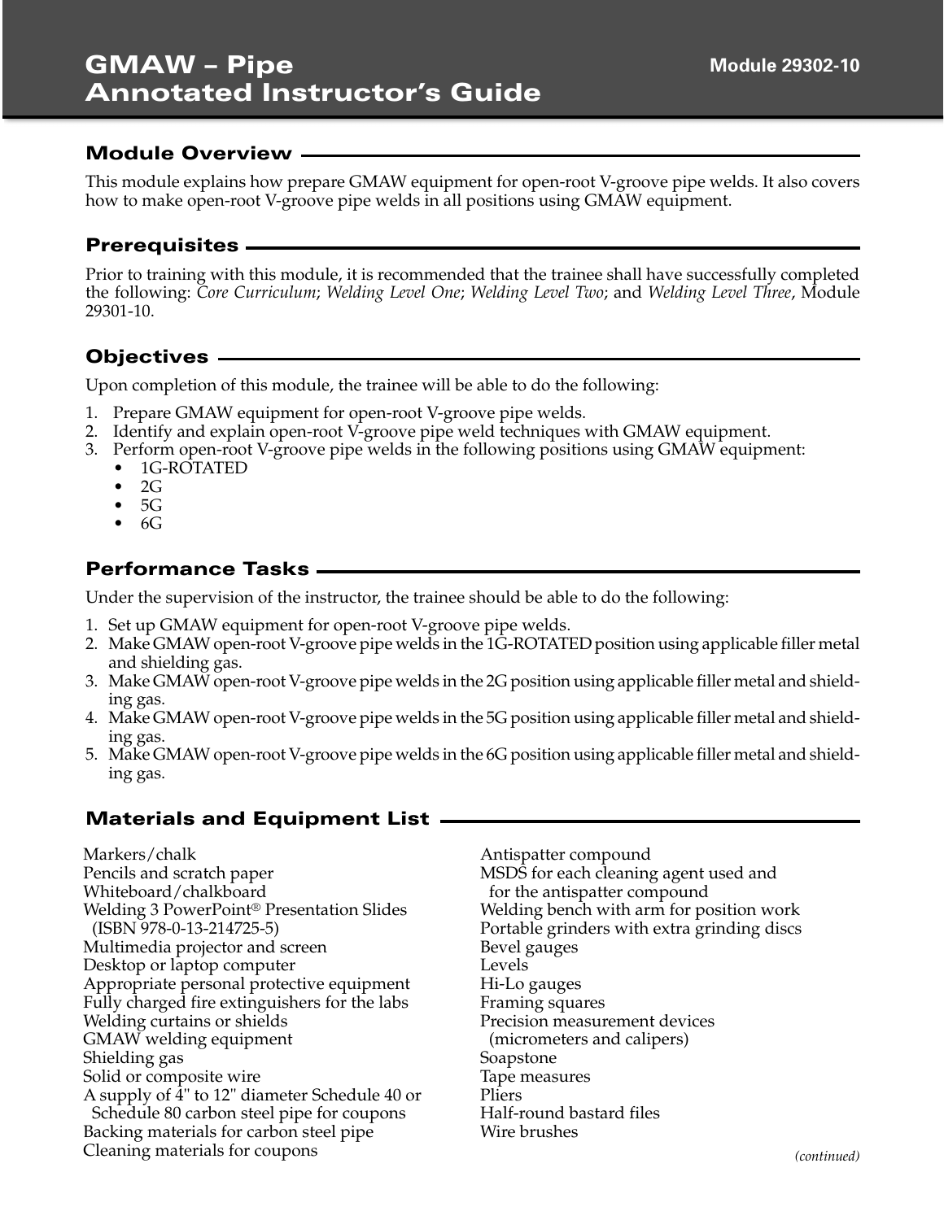# GMAW – Pipe Annotated Instructor's Guide

Module 29302-10

## Module Overview

This module explains how prepare GMAW equipment for open-root V-groove pipe welds. It also covers how to make open-root V-groove pipe welds in all positions using GMAW equipment.

## Prerequisites

Prior to training with this module, it is recommended that the trainee shall have successfully completed the following: *Core Curriculum*; *Welding Level One*; *Welding Level Two*; and *Welding Level Three*, Module 29301-10.

## Objectives

Upon completion of this module, the trainee will be able to do the following:

1. Prepare GMAW equipment for open-root V-groove pipe welds.
2. Identify and explain open-root V-groove pipe weld techniques with GMAW equipment.
3. Perform open-root V-groove pipe welds in the following positions using GMAW equipment:
   - 1G-ROTATED
   - 2G
   - 5G
   - 6G

## Performance Tasks

Under the supervision of the instructor, the trainee should be able to do the following:

1. Set up GMAW equipment for open-root V-groove pipe welds.
2. Make GMAW open-root V-groove pipe welds in the 1G-ROTATED position using applicable filler metal and shielding gas.
3. Make GMAW open-root V-groove pipe welds in the 2G position using applicable filler metal and shielding gas.
4. Make GMAW open-root V-groove pipe welds in the 5G position using applicable filler metal and shielding gas.
5. Make GMAW open-root V-groove pipe welds in the 6G position using applicable filler metal and shielding gas.

## Materials and Equipment List

Markers/chalk
Pencils and scratch paper
Whiteboard/chalkboard
Welding 3 PowerPoint® Presentation Slides (ISBN 978-0-13-214725-5)
Multimedia projector and screen
Desktop or laptop computer
Appropriate personal protective equipment
Fully charged fire extinguishers for the labs
Welding curtains or shields
GMAW welding equipment
Shielding gas
Solid or composite wire
A supply of 4" to 12" diameter Schedule 40 or Schedule 80 carbon steel pipe for coupons
Backing materials for carbon steel pipe
Cleaning materials for coupons
Antispatter compound
MSDS for each cleaning agent used and for the antispatter compound
Welding bench with arm for position work
Portable grinders with extra grinding discs
Bevel gauges
Levels
Hi-Lo gauges
Framing squares
Precision measurement devices (micrometers and calipers)
Soapstone
Tape measures
Pliers
Half-round bastard files
Wire brushes

*(continued)*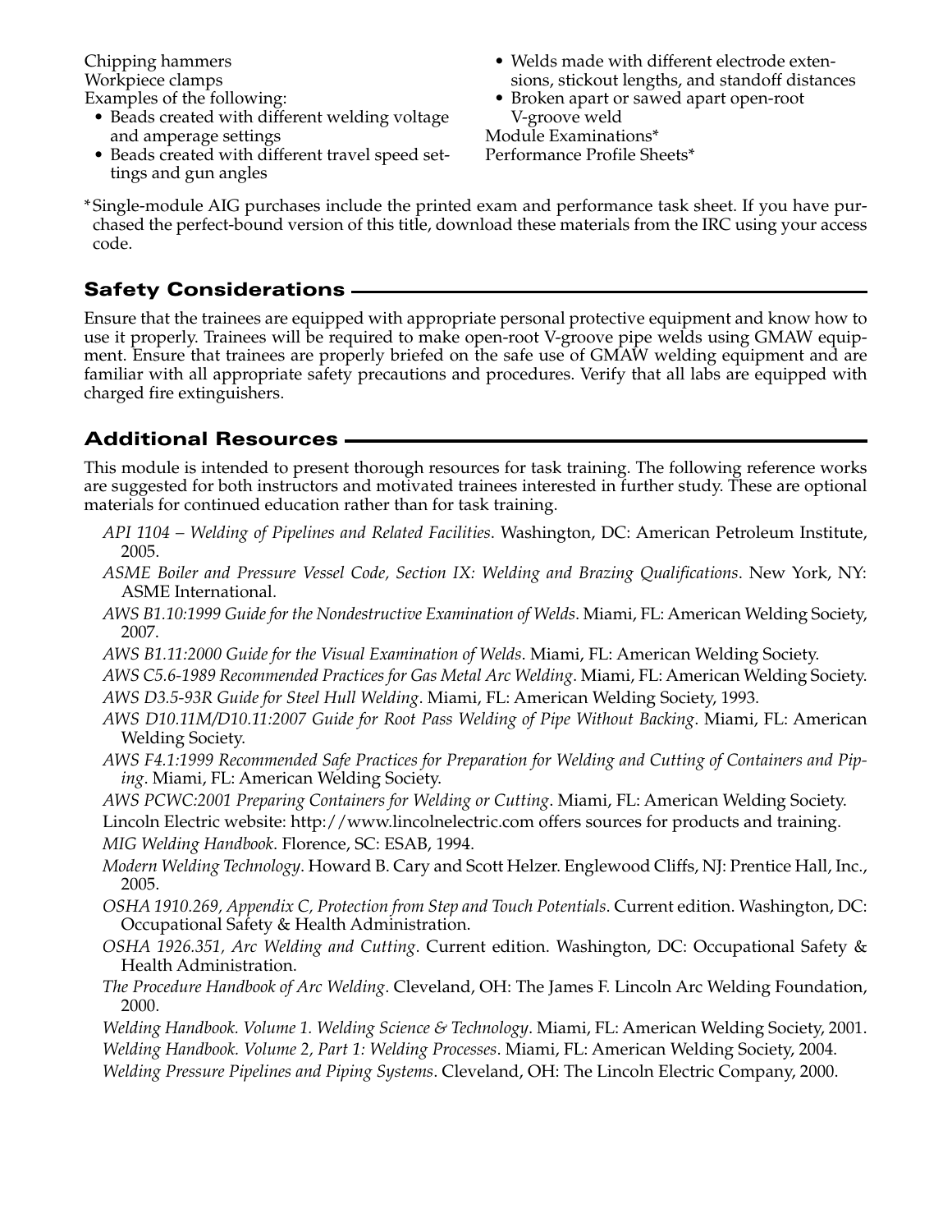Chipping hammers
Workpiece clamps
Examples of the following:

- Beads created with different welding voltage and amperage settings
- Beads created with different travel speed settings and gun angles
- Welds made with different electrode extensions, stickout lengths, and standoff distances
- Broken apart or sawed apart open-root V-groove weld

Module Examinations*
Performance Profile Sheets*

*Single-module AIG purchases include the printed exam and performance task sheet. If you have purchased the perfect-bound version of this title, download these materials from the IRC using your access code.

## Safety Considerations

Ensure that the trainees are equipped with appropriate personal protective equipment and know how to use it properly. Trainees will be required to make open-root V-groove pipe welds using GMAW equipment. Ensure that trainees are properly briefed on the safe use of GMAW welding equipment and are familiar with all appropriate safety precautions and procedures. Verify that all labs are equipped with charged fire extinguishers.

## Additional Resources

This module is intended to present thorough resources for task training. The following reference works are suggested for both instructors and motivated trainees interested in further study. These are optional materials for continued education rather than for task training.

*API 1104 – Welding of Pipelines and Related Facilities*. Washington, DC: American Petroleum Institute, 2005.

*ASME Boiler and Pressure Vessel Code, Section IX: Welding and Brazing Qualifications*. New York, NY: ASME International.

*AWS B1.10:1999 Guide for the Nondestructive Examination of Welds*. Miami, FL: American Welding Society, 2007.

*AWS B1.11:2000 Guide for the Visual Examination of Welds*. Miami, FL: American Welding Society.

*AWS C5.6-1989 Recommended Practices for Gas Metal Arc Welding*. Miami, FL: American Welding Society.

*AWS D3.5-93R Guide for Steel Hull Welding*. Miami, FL: American Welding Society, 1993.

*AWS D10.11M/D10.11:2007 Guide for Root Pass Welding of Pipe Without Backing*. Miami, FL: American Welding Society.

*AWS F4.1:1999 Recommended Safe Practices for Preparation for Welding and Cutting of Containers and Piping*. Miami, FL: American Welding Society.

*AWS PCWC:2001 Preparing Containers for Welding or Cutting*. Miami, FL: American Welding Society.

Lincoln Electric website: http://www.lincolnelectric.com offers sources for products and training.

*MIG Welding Handbook*. Florence, SC: ESAB, 1994.

*Modern Welding Technology*. Howard B. Cary and Scott Helzer. Englewood Cliffs, NJ: Prentice Hall, Inc., 2005.

*OSHA 1910.269, Appendix C, Protection from Step and Touch Potentials*. Current edition. Washington, DC: Occupational Safety & Health Administration.

*OSHA 1926.351, Arc Welding and Cutting*. Current edition. Washington, DC: Occupational Safety & Health Administration.

*The Procedure Handbook of Arc Welding*. Cleveland, OH: The James F. Lincoln Arc Welding Foundation, 2000.

*Welding Handbook. Volume 1. Welding Science & Technology*. Miami, FL: American Welding Society, 2001.

*Welding Handbook. Volume 2, Part 1: Welding Processes*. Miami, FL: American Welding Society, 2004.

*Welding Pressure Pipelines and Piping Systems*. Cleveland, OH: The Lincoln Electric Company, 2000.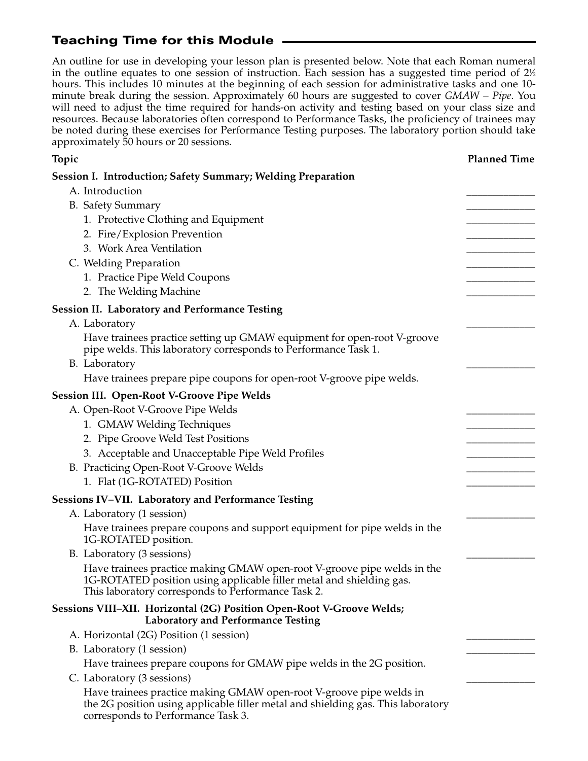## Teaching Time for this Module

An outline for use in developing your lesson plan is presented below. Note that each Roman numeral in the outline equates to one session of instruction. Each session has a suggested time period of 2½ hours. This includes 10 minutes at the beginning of each session for administrative tasks and one 10-minute break during the session. Approximately 60 hours are suggested to cover *GMAW – Pipe*. You will need to adjust the time required for hands-on activity and testing based on your class size and resources. Because laboratories often correspond to Performance Tasks, the proficiency of trainees may be noted during these exercises for Performance Testing purposes. The laboratory portion should take approximately 50 hours or 20 sessions.

| Topic | Planned Time |
|---|---|
| **Session I. Introduction; Safety Summary; Welding Preparation** | |
| A. Introduction | _____________ |
| B. Safety Summary | _____________ |
| 1. Protective Clothing and Equipment | _____________ |
| 2. Fire/Explosion Prevention | _____________ |
| 3. Work Area Ventilation | _____________ |
| C. Welding Preparation | _____________ |
| 1. Practice Pipe Weld Coupons | _____________ |
| 2. The Welding Machine | _____________ |
| **Session II. Laboratory and Performance Testing** | |
| A. Laboratory | _____________ |
| Have trainees practice setting up GMAW equipment for open-root V-groove pipe welds. This laboratory corresponds to Performance Task 1. | |
| B. Laboratory | _____________ |
| Have trainees prepare pipe coupons for open-root V-groove pipe welds. | |
| **Session III. Open-Root V-Groove Pipe Welds** | |
| A. Open-Root V-Groove Pipe Welds | _____________ |
| 1. GMAW Welding Techniques | _____________ |
| 2. Pipe Groove Weld Test Positions | _____________ |
| 3. Acceptable and Unacceptable Pipe Weld Profiles | _____________ |
| B. Practicing Open-Root V-Groove Welds | _____________ |
| 1. Flat (1G-ROTATED) Position | _____________ |
| **Sessions IV–VII. Laboratory and Performance Testing** | |
| A. Laboratory (1 session) | _____________ |
| Have trainees prepare coupons and support equipment for pipe welds in the 1G-ROTATED position. | |
| B. Laboratory (3 sessions) | _____________ |
| Have trainees practice making GMAW open-root V-groove pipe welds in the 1G-ROTATED position using applicable filler metal and shielding gas. This laboratory corresponds to Performance Task 2. | |
| **Sessions VIII–XII. Horizontal (2G) Position Open-Root V-Groove Welds; Laboratory and Performance Testing** | |
| A. Horizontal (2G) Position (1 session) | _____________ |
| B. Laboratory (1 session) | _____________ |
| Have trainees prepare coupons for GMAW pipe welds in the 2G position. | |
| C. Laboratory (3 sessions) | _____________ |
| Have trainees practice making GMAW open-root V-groove pipe welds in the 2G position using applicable filler metal and shielding gas. This laboratory corresponds to Performance Task 3. | |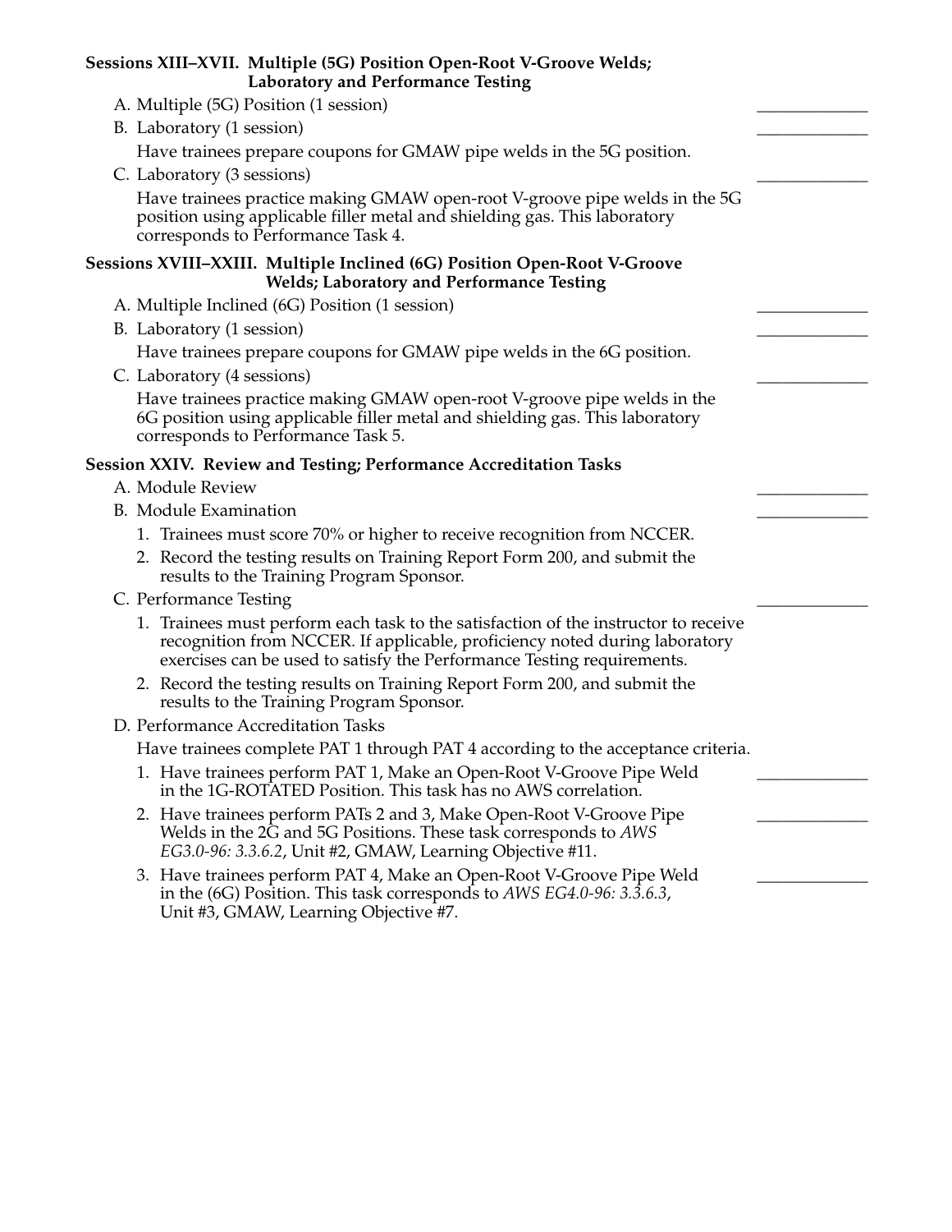**Sessions XIII–XVII. Multiple (5G) Position Open-Root V-Groove Welds; Laboratory and Performance Testing**

A. Multiple (5G) Position (1 session) _____________

B. Laboratory (1 session) _____________

Have trainees prepare coupons for GMAW pipe welds in the 5G position.

C. Laboratory (3 sessions) _____________

Have trainees practice making GMAW open-root V-groove pipe welds in the 5G position using applicable filler metal and shielding gas. This laboratory corresponds to Performance Task 4.

**Sessions XVIII–XXIII. Multiple Inclined (6G) Position Open-Root V-Groove Welds; Laboratory and Performance Testing**

A. Multiple Inclined (6G) Position (1 session) _____________

B. Laboratory (1 session) _____________

Have trainees prepare coupons for GMAW pipe welds in the 6G position.

C. Laboratory (4 sessions) _____________

Have trainees practice making GMAW open-root V-groove pipe welds in the 6G position using applicable filler metal and shielding gas. This laboratory corresponds to Performance Task 5.

**Session XXIV. Review and Testing; Performance Accreditation Tasks**

A. Module Review _____________

B. Module Examination _____________

1. Trainees must score 70% or higher to receive recognition from NCCER.
2. Record the testing results on Training Report Form 200, and submit the results to the Training Program Sponsor.

C. Performance Testing _____________

1. Trainees must perform each task to the satisfaction of the instructor to receive recognition from NCCER. If applicable, proficiency noted during laboratory exercises can be used to satisfy the Performance Testing requirements.
2. Record the testing results on Training Report Form 200, and submit the results to the Training Program Sponsor.

D. Performance Accreditation Tasks

Have trainees complete PAT 1 through PAT 4 according to the acceptance criteria.

1. Have trainees perform PAT 1, Make an Open-Root V-Groove Pipe Weld in the 1G-ROTATED Position. This task has no AWS correlation. _____________
2. Have trainees perform PATs 2 and 3, Make Open-Root V-Groove Pipe Welds in the 2G and 5G Positions. These task corresponds to *AWS EG3.0-96: 3.3.6.2*, Unit #2, GMAW, Learning Objective #11. _____________
3. Have trainees perform PAT 4, Make an Open-Root V-Groove Pipe Weld in the (6G) Position. This task corresponds to *AWS EG4.0-96: 3.3.6.3*, Unit #3, GMAW, Learning Objective #7. _____________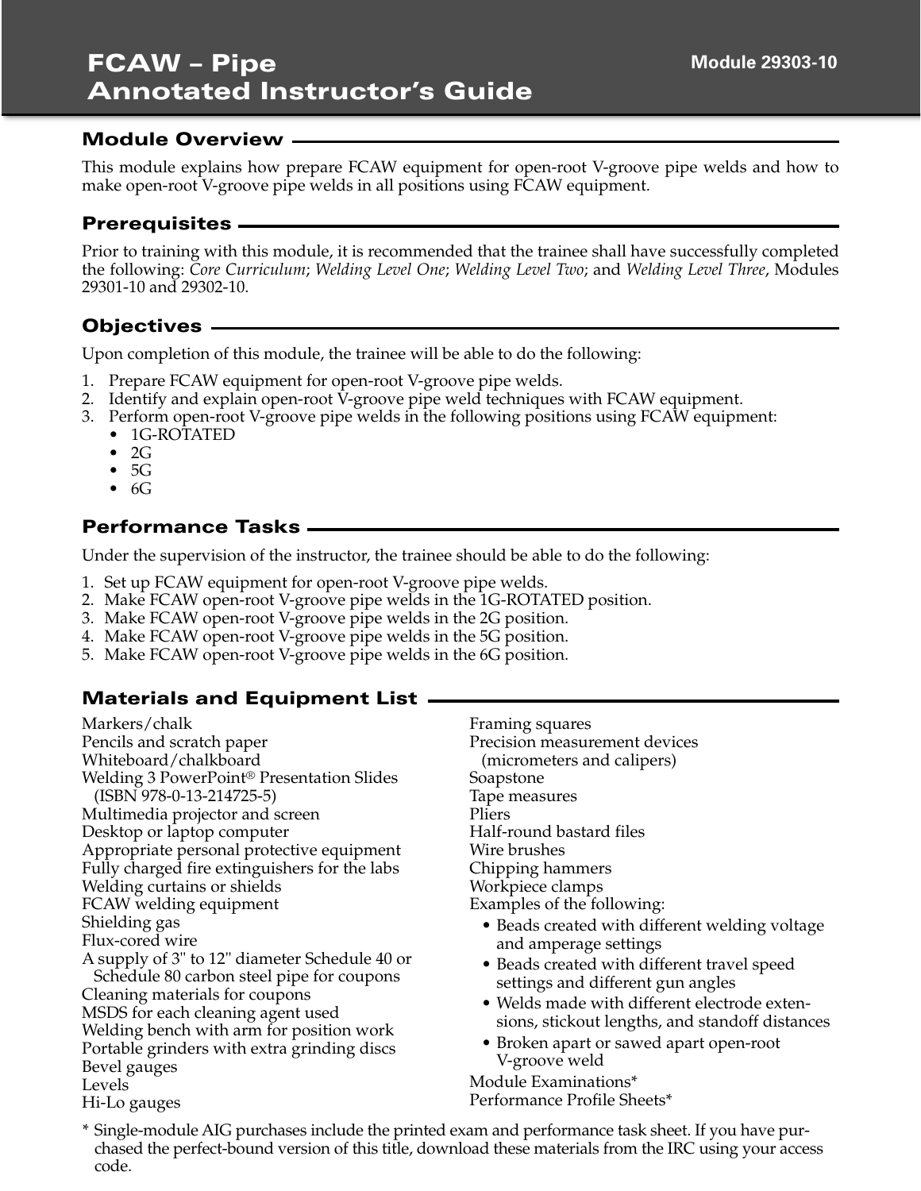# FCAW – Pipe
# Annotated Instructor's Guide

Module 29303-10

## Module Overview

This module explains how prepare FCAW equipment for open-root V-groove pipe welds and how to make open-root V-groove pipe welds in all positions using FCAW equipment.

## Prerequisites

Prior to training with this module, it is recommended that the trainee shall have successfully completed the following: *Core Curriculum*; *Welding Level One*; *Welding Level Two*; and *Welding Level Three*, Modules 29301-10 and 29302-10.

## Objectives

Upon completion of this module, the trainee will be able to do the following:

1. Prepare FCAW equipment for open-root V-groove pipe welds.
2. Identify and explain open-root V-groove pipe weld techniques with FCAW equipment.
3. Perform open-root V-groove pipe welds in the following positions using FCAW equipment:
   - 1G-ROTATED
   - 2G
   - 5G
   - 6G

## Performance Tasks

Under the supervision of the instructor, the trainee should be able to do the following:

1. Set up FCAW equipment for open-root V-groove pipe welds.
2. Make FCAW open-root V-groove pipe welds in the 1G-ROTATED position.
3. Make FCAW open-root V-groove pipe welds in the 2G position.
4. Make FCAW open-root V-groove pipe welds in the 5G position.
5. Make FCAW open-root V-groove pipe welds in the 6G position.

## Materials and Equipment List

Markers/chalk
Pencils and scratch paper
Whiteboard/chalkboard
Welding 3 PowerPoint® Presentation Slides (ISBN 978-0-13-214725-5)
Multimedia projector and screen
Desktop or laptop computer
Appropriate personal protective equipment
Fully charged fire extinguishers for the labs
Welding curtains or shields
FCAW welding equipment
Shielding gas
Flux-cored wire
A supply of 3" to 12" diameter Schedule 40 or Schedule 80 carbon steel pipe for coupons
Cleaning materials for coupons
MSDS for each cleaning agent used
Welding bench with arm for position work
Portable grinders with extra grinding discs
Bevel gauges
Levels
Hi-Lo gauges
Framing squares
Precision measurement devices (micrometers and calipers)
Soapstone
Tape measures
Pliers
Half-round bastard files
Wire brushes
Chipping hammers
Workpiece clamps
Examples of the following:

- Beads created with different welding voltage and amperage settings
- Beads created with different travel speed settings and different gun angles
- Welds made with different electrode extensions, stickout lengths, and standoff distances
- Broken apart or sawed apart open-root V-groove weld

Module Examinations*
Performance Profile Sheets*

\* Single-module AIG purchases include the printed exam and performance task sheet. If you have purchased the perfect-bound version of this title, download these materials from the IRC using your access code.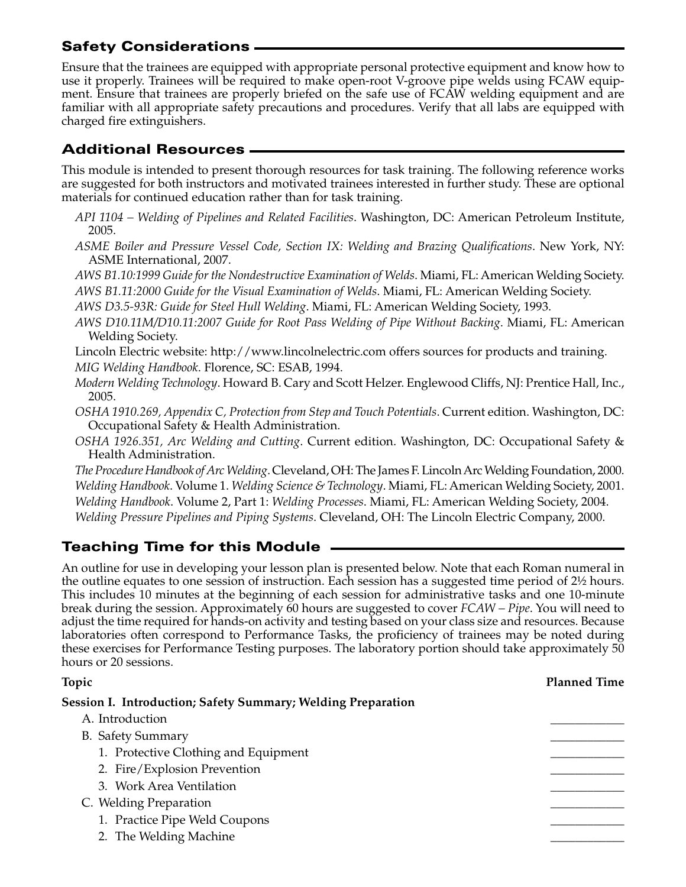## Safety Considerations

Ensure that the trainees are equipped with appropriate personal protective equipment and know how to use it properly. Trainees will be required to make open-root V-groove pipe welds using FCAW equipment. Ensure that trainees are properly briefed on the safe use of FCAW welding equipment and are familiar with all appropriate safety precautions and procedures. Verify that all labs are equipped with charged fire extinguishers.

## Additional Resources

This module is intended to present thorough resources for task training. The following reference works are suggested for both instructors and motivated trainees interested in further study. These are optional materials for continued education rather than for task training.

*API 1104 – Welding of Pipelines and Related Facilities*. Washington, DC: American Petroleum Institute, 2005.

*ASME Boiler and Pressure Vessel Code, Section IX: Welding and Brazing Qualifications*. New York, NY: ASME International, 2007.

*AWS B1.10:1999 Guide for the Nondestructive Examination of Welds*. Miami, FL: American Welding Society.

*AWS B1.11:2000 Guide for the Visual Examination of Welds*. Miami, FL: American Welding Society.

*AWS D3.5-93R: Guide for Steel Hull Welding*. Miami, FL: American Welding Society, 1993.

*AWS D10.11M/D10.11:2007 Guide for Root Pass Welding of Pipe Without Backing*. Miami, FL: American Welding Society.

Lincoln Electric website: http://www.lincolnelectric.com offers sources for products and training.

*MIG Welding Handbook*. Florence, SC: ESAB, 1994.

*Modern Welding Technology*. Howard B. Cary and Scott Helzer. Englewood Cliffs, NJ: Prentice Hall, Inc., 2005.

*OSHA 1910.269, Appendix C, Protection from Step and Touch Potentials*. Current edition. Washington, DC: Occupational Safety & Health Administration.

*OSHA 1926.351, Arc Welding and Cutting*. Current edition. Washington, DC: Occupational Safety & Health Administration.

*The Procedure Handbook of Arc Welding*. Cleveland, OH: The James F. Lincoln Arc Welding Foundation, 2000.

*Welding Handbook*. Volume 1. *Welding Science & Technology*. Miami, FL: American Welding Society, 2001.

*Welding Handbook*. Volume 2, Part 1: *Welding Processes*. Miami, FL: American Welding Society, 2004.

*Welding Pressure Pipelines and Piping Systems*. Cleveland, OH: The Lincoln Electric Company, 2000.

## Teaching Time for this Module

An outline for use in developing your lesson plan is presented below. Note that each Roman numeral in the outline equates to one session of instruction. Each session has a suggested time period of 2½ hours. This includes 10 minutes at the beginning of each session for administrative tasks and one 10-minute break during the session. Approximately 60 hours are suggested to cover *FCAW – Pipe*. You will need to adjust the time required for hands-on activity and testing based on your class size and resources. Because laboratories often correspond to Performance Tasks, the proficiency of trainees may be noted during these exercises for Performance Testing purposes. The laboratory portion should take approximately 50 hours or 20 sessions.

| Topic | Planned Time |
|---|---|
| **Session I. Introduction; Safety Summary; Welding Preparation** | |
| A. Introduction | ____________ |
| B. Safety Summary | ____________ |
| 1. Protective Clothing and Equipment | ____________ |
| 2. Fire/Explosion Prevention | ____________ |
| 3. Work Area Ventilation | ____________ |
| C. Welding Preparation | ____________ |
| 1. Practice Pipe Weld Coupons | ____________ |
| 2. The Welding Machine | ____________ |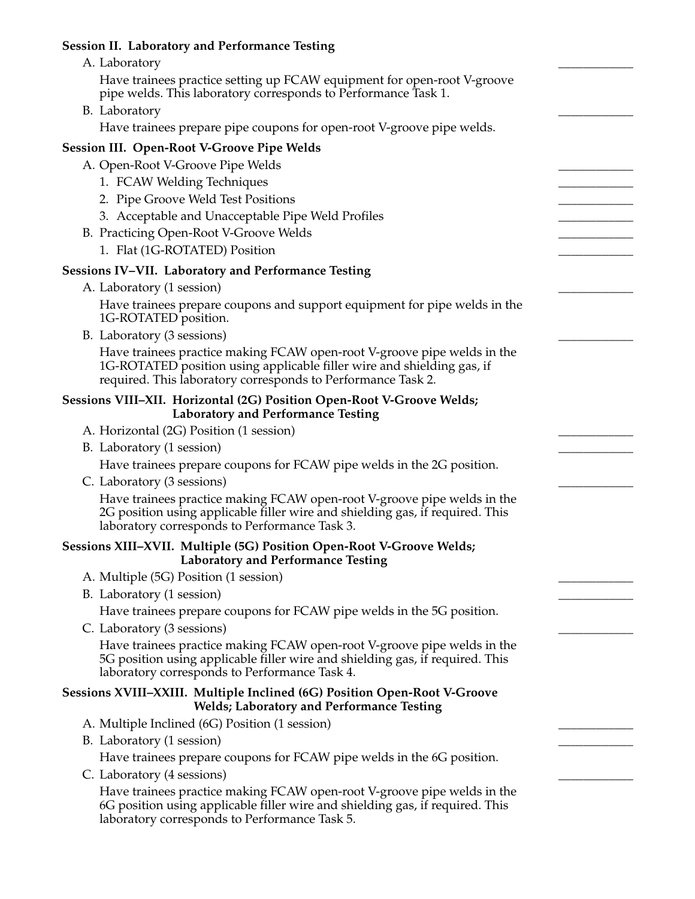**Session II. Laboratory and Performance Testing**

A. Laboratory

Have trainees practice setting up FCAW equipment for open-root V-groove pipe welds. This laboratory corresponds to Performance Task 1.

B. Laboratory

Have trainees prepare pipe coupons for open-root V-groove pipe welds.

**Session III. Open-Root V-Groove Pipe Welds**

A. Open-Root V-Groove Pipe Welds

1. FCAW Welding Techniques
2. Pipe Groove Weld Test Positions
3. Acceptable and Unacceptable Pipe Weld Profiles

B. Practicing Open-Root V-Groove Welds

1. Flat (1G-ROTATED) Position

**Sessions IV–VII. Laboratory and Performance Testing**

A. Laboratory (1 session)

Have trainees prepare coupons and support equipment for pipe welds in the 1G-ROTATED position.

B. Laboratory (3 sessions)

Have trainees practice making FCAW open-root V-groove pipe welds in the 1G-ROTATED position using applicable filler wire and shielding gas, if required. This laboratory corresponds to Performance Task 2.

**Sessions VIII–XII. Horizontal (2G) Position Open-Root V-Groove Welds; Laboratory and Performance Testing**

A. Horizontal (2G) Position (1 session)

B. Laboratory (1 session)

Have trainees prepare coupons for FCAW pipe welds in the 2G position.

C. Laboratory (3 sessions)

Have trainees practice making FCAW open-root V-groove pipe welds in the 2G position using applicable filler wire and shielding gas, if required. This laboratory corresponds to Performance Task 3.

**Sessions XIII–XVII. Multiple (5G) Position Open-Root V-Groove Welds; Laboratory and Performance Testing**

A. Multiple (5G) Position (1 session)

B. Laboratory (1 session)

Have trainees prepare coupons for FCAW pipe welds in the 5G position.

C. Laboratory (3 sessions)

Have trainees practice making FCAW open-root V-groove pipe welds in the 5G position using applicable filler wire and shielding gas, if required. This laboratory corresponds to Performance Task 4.

**Sessions XVIII–XXIII. Multiple Inclined (6G) Position Open-Root V-Groove Welds; Laboratory and Performance Testing**

A. Multiple Inclined (6G) Position (1 session)

B. Laboratory (1 session)

Have trainees prepare coupons for FCAW pipe welds in the 6G position.

C. Laboratory (4 sessions)

Have trainees practice making FCAW open-root V-groove pipe welds in the 6G position using applicable filler wire and shielding gas, if required. This laboratory corresponds to Performance Task 5.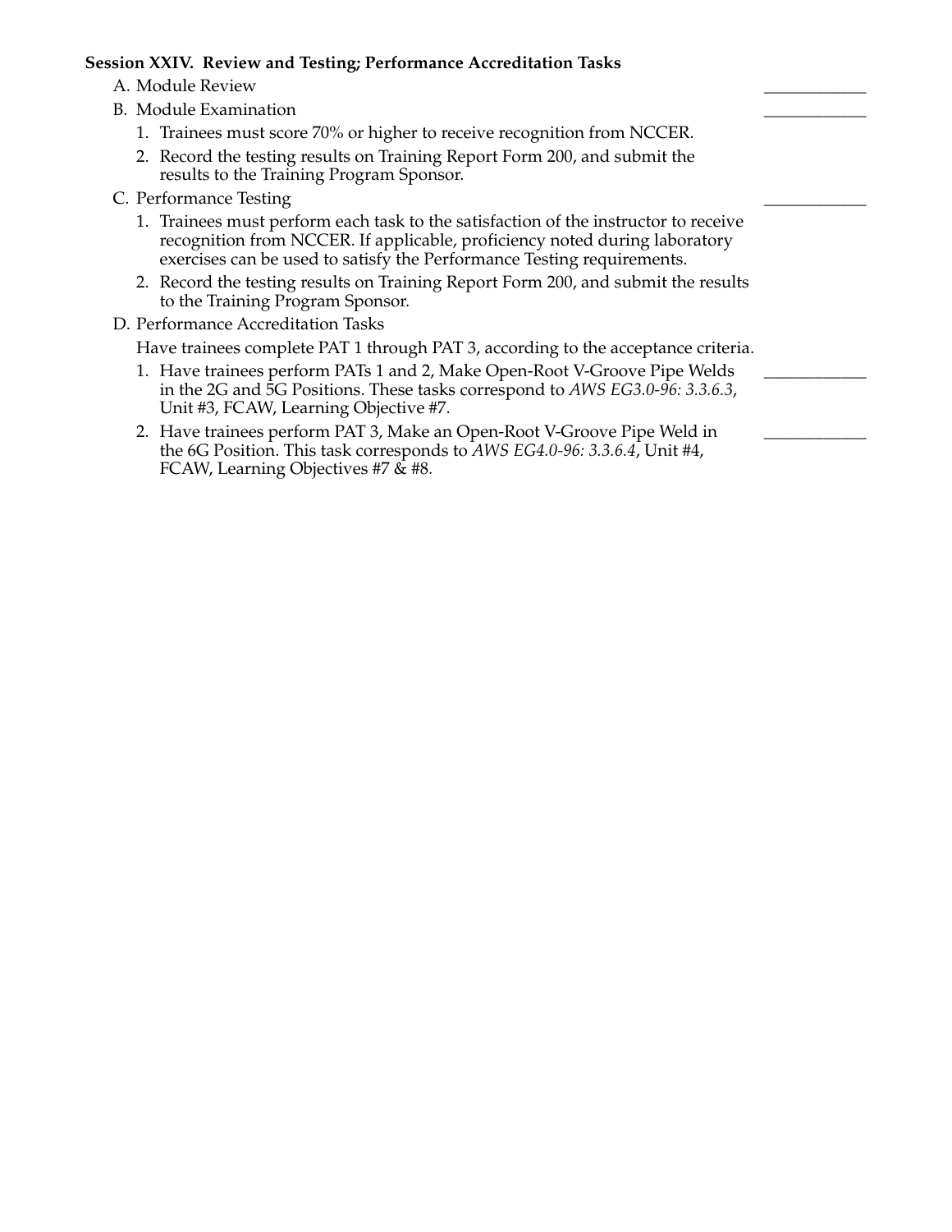**Session XXIV. Review and Testing; Performance Accreditation Tasks**

A. Module Review ____________

B. Module Examination ____________

1. Trainees must score 70% or higher to receive recognition from NCCER.
2. Record the testing results on Training Report Form 200, and submit the results to the Training Program Sponsor.

C. Performance Testing ____________

1. Trainees must perform each task to the satisfaction of the instructor to receive recognition from NCCER. If applicable, proficiency noted during laboratory exercises can be used to satisfy the Performance Testing requirements.
2. Record the testing results on Training Report Form 200, and submit the results to the Training Program Sponsor.

D. Performance Accreditation Tasks

Have trainees complete PAT 1 through PAT 3, according to the acceptance criteria.

1. Have trainees perform PATs 1 and 2, Make Open-Root V-Groove Pipe Welds in the 2G and 5G Positions. These tasks correspond to *AWS EG3.0-96: 3.3.6.3*, Unit #3, FCAW, Learning Objective #7. ____________
2. Have trainees perform PAT 3, Make an Open-Root V-Groove Pipe Weld in the 6G Position. This task corresponds to *AWS EG4.0-96: 3.3.6.4*, Unit #4, FCAW, Learning Objectives #7 & #8. ____________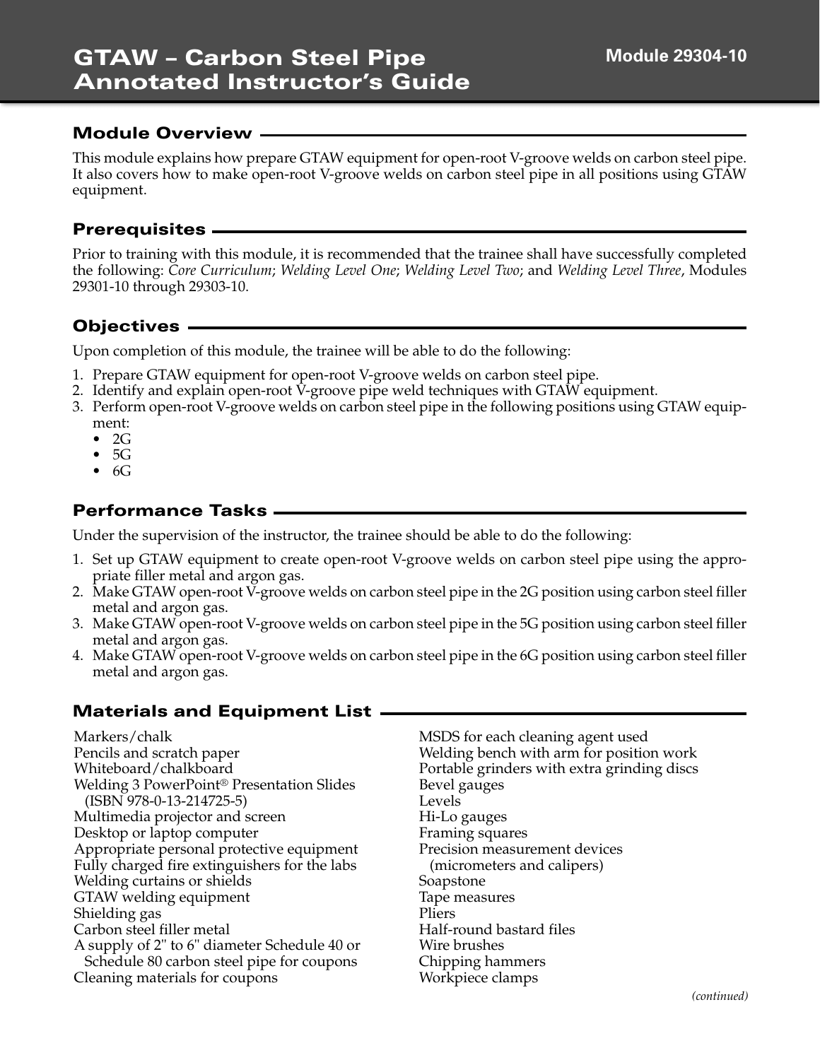# GTAW – Carbon Steel Pipe Annotated Instructor's Guide

Module 29304-10

## Module Overview

This module explains how prepare GTAW equipment for open-root V-groove welds on carbon steel pipe. It also covers how to make open-root V-groove welds on carbon steel pipe in all positions using GTAW equipment.

## Prerequisites

Prior to training with this module, it is recommended that the trainee shall have successfully completed the following: *Core Curriculum*; *Welding Level One*; *Welding Level Two*; and *Welding Level Three*, Modules 29301-10 through 29303-10.

## Objectives

Upon completion of this module, the trainee will be able to do the following:

1. Prepare GTAW equipment for open-root V-groove welds on carbon steel pipe.
2. Identify and explain open-root V-groove pipe weld techniques with GTAW equipment.
3. Perform open-root V-groove welds on carbon steel pipe in the following positions using GTAW equipment:
   - 2G
   - 5G
   - 6G

## Performance Tasks

Under the supervision of the instructor, the trainee should be able to do the following:

1. Set up GTAW equipment to create open-root V-groove welds on carbon steel pipe using the appropriate filler metal and argon gas.
2. Make GTAW open-root V-groove welds on carbon steel pipe in the 2G position using carbon steel filler metal and argon gas.
3. Make GTAW open-root V-groove welds on carbon steel pipe in the 5G position using carbon steel filler metal and argon gas.
4. Make GTAW open-root V-groove welds on carbon steel pipe in the 6G position using carbon steel filler metal and argon gas.

## Materials and Equipment List

Markers/chalk
Pencils and scratch paper
Whiteboard/chalkboard
Welding 3 PowerPoint® Presentation Slides (ISBN 978-0-13-214725-5)
Multimedia projector and screen
Desktop or laptop computer
Appropriate personal protective equipment
Fully charged fire extinguishers for the labs
Welding curtains or shields
GTAW welding equipment
Shielding gas
Carbon steel filler metal
A supply of 2" to 6" diameter Schedule 40 or Schedule 80 carbon steel pipe for coupons
Cleaning materials for coupons
MSDS for each cleaning agent used
Welding bench with arm for position work
Portable grinders with extra grinding discs
Bevel gauges
Levels
Hi-Lo gauges
Framing squares
Precision measurement devices (micrometers and calipers)
Soapstone
Tape measures
Pliers
Half-round bastard files
Wire brushes
Chipping hammers
Workpiece clamps

*(continued)*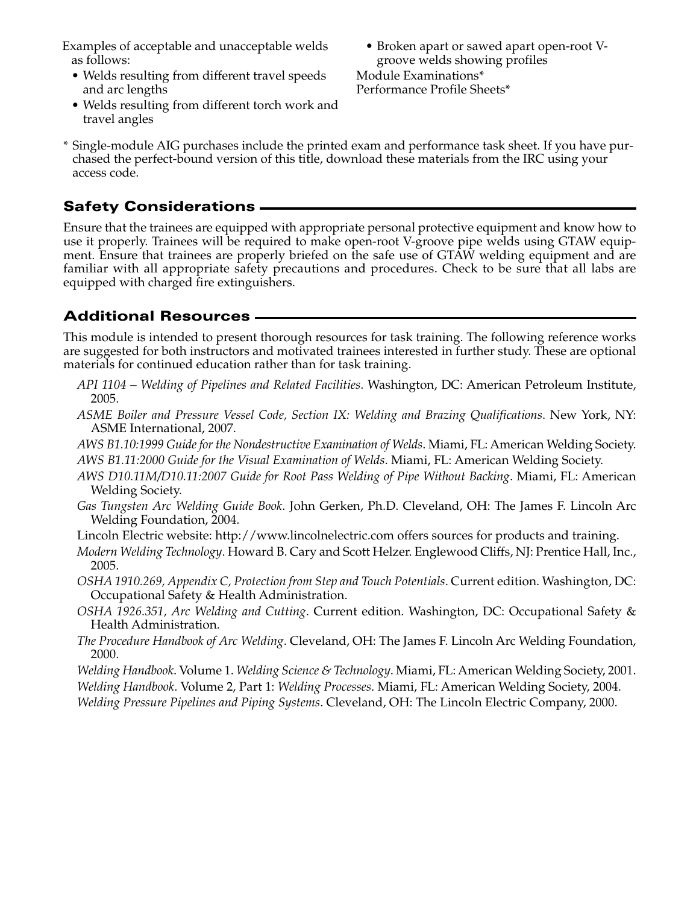Examples of acceptable and unacceptable welds as follows:

- Welds resulting from different travel speeds and arc lengths
- Welds resulting from different torch work and travel angles
- Broken apart or sawed apart open-root V-groove welds showing profiles

Module Examinations*

Performance Profile Sheets*

* Single-module AIG purchases include the printed exam and performance task sheet. If you have purchased the perfect-bound version of this title, download these materials from the IRC using your access code.

## Safety Considerations

Ensure that the trainees are equipped with appropriate personal protective equipment and know how to use it properly. Trainees will be required to make open-root V-groove pipe welds using GTAW equipment. Ensure that trainees are properly briefed on the safe use of GTAW welding equipment and are familiar with all appropriate safety precautions and procedures. Check to be sure that all labs are equipped with charged fire extinguishers.

## Additional Resources

This module is intended to present thorough resources for task training. The following reference works are suggested for both instructors and motivated trainees interested in further study. These are optional materials for continued education rather than for task training.

*API 1104 – Welding of Pipelines and Related Facilities*. Washington, DC: American Petroleum Institute, 2005.

*ASME Boiler and Pressure Vessel Code, Section IX: Welding and Brazing Qualifications*. New York, NY: ASME International, 2007.

*AWS B1.10:1999 Guide for the Nondestructive Examination of Welds*. Miami, FL: American Welding Society.

*AWS B1.11:2000 Guide for the Visual Examination of Welds*. Miami, FL: American Welding Society.

*AWS D10.11M/D10.11:2007 Guide for Root Pass Welding of Pipe Without Backing*. Miami, FL: American Welding Society.

*Gas Tungsten Arc Welding Guide Book*. John Gerken, Ph.D. Cleveland, OH: The James F. Lincoln Arc Welding Foundation, 2004.

Lincoln Electric website: http://www.lincolnelectric.com offers sources for products and training.

*Modern Welding Technology*. Howard B. Cary and Scott Helzer. Englewood Cliffs, NJ: Prentice Hall, Inc., 2005.

*OSHA 1910.269, Appendix C, Protection from Step and Touch Potentials*. Current edition. Washington, DC: Occupational Safety & Health Administration.

*OSHA 1926.351, Arc Welding and Cutting*. Current edition. Washington, DC: Occupational Safety & Health Administration.

*The Procedure Handbook of Arc Welding*. Cleveland, OH: The James F. Lincoln Arc Welding Foundation, 2000.

*Welding Handbook*. Volume 1. *Welding Science & Technology*. Miami, FL: American Welding Society, 2001.

*Welding Handbook*. Volume 2, Part 1: *Welding Processes*. Miami, FL: American Welding Society, 2004.

*Welding Pressure Pipelines and Piping Systems*. Cleveland, OH: The Lincoln Electric Company, 2000.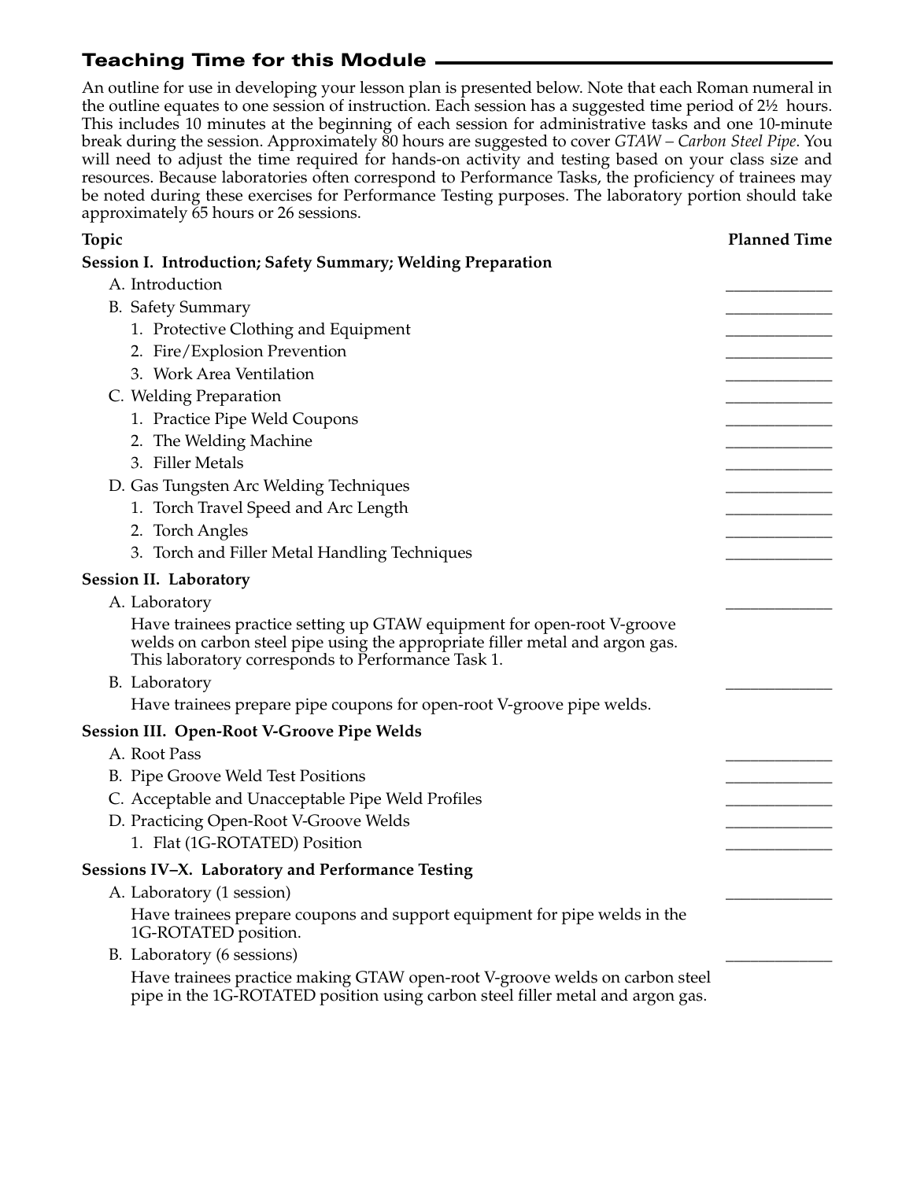## Teaching Time for this Module

An outline for use in developing your lesson plan is presented below. Note that each Roman numeral in the outline equates to one session of instruction. Each session has a suggested time period of 2½ hours. This includes 10 minutes at the beginning of each session for administrative tasks and one 10-minute break during the session. Approximately 80 hours are suggested to cover *GTAW – Carbon Steel Pipe*. You will need to adjust the time required for hands-on activity and testing based on your class size and resources. Because laboratories often correspond to Performance Tasks, the proficiency of trainees may be noted during these exercises for Performance Testing purposes. The laboratory portion should take approximately 65 hours or 26 sessions.

| Topic | Planned Time |
|---|---|
| **Session I. Introduction; Safety Summary; Welding Preparation** | |
| A. Introduction | ____________ |
| B. Safety Summary | ____________ |
| 1. Protective Clothing and Equipment | ____________ |
| 2. Fire/Explosion Prevention | ____________ |
| 3. Work Area Ventilation | ____________ |
| C. Welding Preparation | ____________ |
| 1. Practice Pipe Weld Coupons | ____________ |
| 2. The Welding Machine | ____________ |
| 3. Filler Metals | ____________ |
| D. Gas Tungsten Arc Welding Techniques | ____________ |
| 1. Torch Travel Speed and Arc Length | ____________ |
| 2. Torch Angles | ____________ |
| 3. Torch and Filler Metal Handling Techniques | ____________ |
| **Session II. Laboratory** | |
| A. Laboratory<br>Have trainees practice setting up GTAW equipment for open-root V-groove welds on carbon steel pipe using the appropriate filler metal and argon gas. This laboratory corresponds to Performance Task 1. | ____________ |
| B. Laboratory<br>Have trainees prepare pipe coupons for open-root V-groove pipe welds. | ____________ |
| **Session III. Open-Root V-Groove Pipe Welds** | |
| A. Root Pass | ____________ |
| B. Pipe Groove Weld Test Positions | ____________ |
| C. Acceptable and Unacceptable Pipe Weld Profiles | ____________ |
| D. Practicing Open-Root V-Groove Welds | ____________ |
| 1. Flat (1G-ROTATED) Position | ____________ |
| **Sessions IV–X. Laboratory and Performance Testing** | |
| A. Laboratory (1 session)<br>Have trainees prepare coupons and support equipment for pipe welds in the 1G-ROTATED position. | ____________ |
| B. Laboratory (6 sessions)<br>Have trainees practice making GTAW open-root V-groove welds on carbon steel pipe in the 1G-ROTATED position using carbon steel filler metal and argon gas. | ____________ |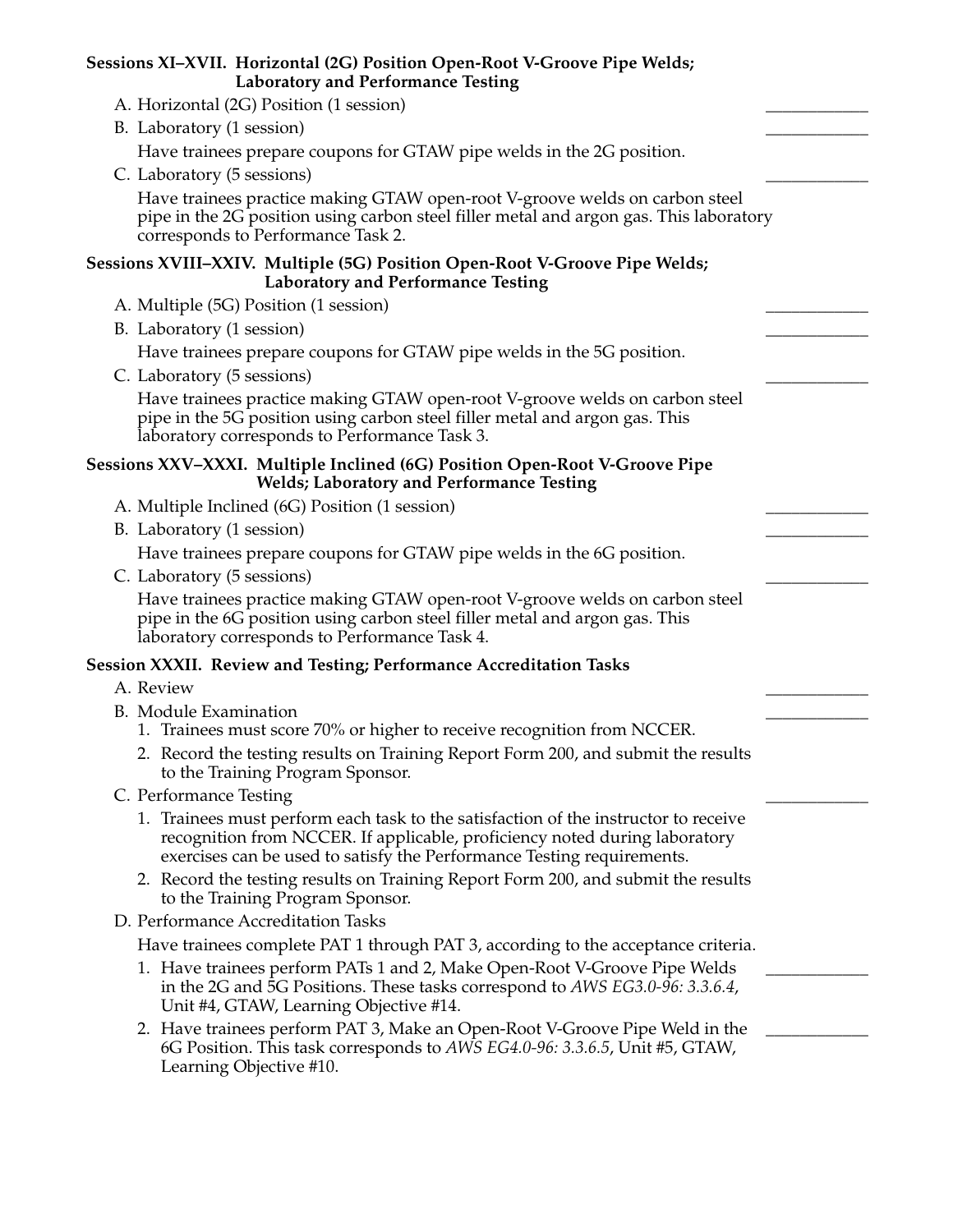**Sessions XI–XVII. Horizontal (2G) Position Open-Root V-Groove Pipe Welds; Laboratory and Performance Testing**

A. Horizontal (2G) Position (1 session) ____________

B. Laboratory (1 session) ____________

Have trainees prepare coupons for GTAW pipe welds in the 2G position.

C. Laboratory (5 sessions) ____________

Have trainees practice making GTAW open-root V-groove welds on carbon steel pipe in the 2G position using carbon steel filler metal and argon gas. This laboratory corresponds to Performance Task 2.

**Sessions XVIII–XXIV. Multiple (5G) Position Open-Root V-Groove Pipe Welds; Laboratory and Performance Testing**

A. Multiple (5G) Position (1 session) ____________

B. Laboratory (1 session) ____________

Have trainees prepare coupons for GTAW pipe welds in the 5G position.

C. Laboratory (5 sessions) ____________

Have trainees practice making GTAW open-root V-groove welds on carbon steel pipe in the 5G position using carbon steel filler metal and argon gas. This laboratory corresponds to Performance Task 3.

**Sessions XXV–XXXI. Multiple Inclined (6G) Position Open-Root V-Groove Pipe Welds; Laboratory and Performance Testing**

A. Multiple Inclined (6G) Position (1 session) ____________

B. Laboratory (1 session) ____________

Have trainees prepare coupons for GTAW pipe welds in the 6G position.

C. Laboratory (5 sessions) ____________

Have trainees practice making GTAW open-root V-groove welds on carbon steel pipe in the 6G position using carbon steel filler metal and argon gas. This laboratory corresponds to Performance Task 4.

**Session XXXII. Review and Testing; Performance Accreditation Tasks**

A. Review ____________

B. Module Examination ____________

1. Trainees must score 70% or higher to receive recognition from NCCER.
2. Record the testing results on Training Report Form 200, and submit the results to the Training Program Sponsor.

C. Performance Testing ____________

1. Trainees must perform each task to the satisfaction of the instructor to receive recognition from NCCER. If applicable, proficiency noted during laboratory exercises can be used to satisfy the Performance Testing requirements.
2. Record the testing results on Training Report Form 200, and submit the results to the Training Program Sponsor.

D. Performance Accreditation Tasks

Have trainees complete PAT 1 through PAT 3, according to the acceptance criteria.

1. Have trainees perform PATs 1 and 2, Make Open-Root V-Groove Pipe Welds in the 2G and 5G Positions. These tasks correspond to *AWS EG3.0-96: 3.3.6.4*, Unit #4, GTAW, Learning Objective #14. ____________
2. Have trainees perform PAT 3, Make an Open-Root V-Groove Pipe Weld in the 6G Position. This task corresponds to *AWS EG4.0-96: 3.3.6.5*, Unit #5, GTAW, Learning Objective #10. ____________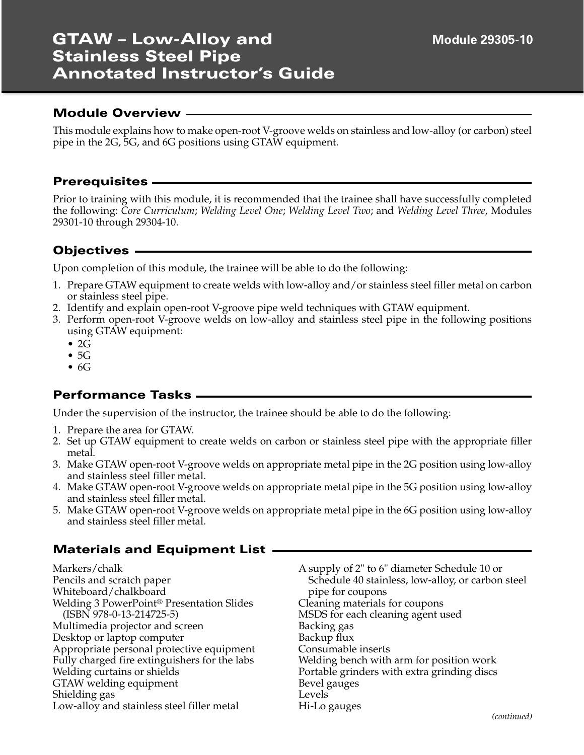# GTAW – Low-Alloy and Stainless Steel Pipe Annotated Instructor's Guide

Module 29305-10

## Module Overview

This module explains how to make open-root V-groove welds on stainless and low-alloy (or carbon) steel pipe in the 2G, 5G, and 6G positions using GTAW equipment.

## Prerequisites

Prior to training with this module, it is recommended that the trainee shall have successfully completed the following: *Core Curriculum*; *Welding Level One*; *Welding Level Two*; and *Welding Level Three*, Modules 29301-10 through 29304-10.

## Objectives

Upon completion of this module, the trainee will be able to do the following:

1. Prepare GTAW equipment to create welds with low-alloy and/or stainless steel filler metal on carbon or stainless steel pipe.
2. Identify and explain open-root V-groove pipe weld techniques with GTAW equipment.
3. Perform open-root V-groove welds on low-alloy and stainless steel pipe in the following positions using GTAW equipment:
   - 2G
   - 5G
   - 6G

## Performance Tasks

Under the supervision of the instructor, the trainee should be able to do the following:

1. Prepare the area for GTAW.
2. Set up GTAW equipment to create welds on carbon or stainless steel pipe with the appropriate filler metal.
3. Make GTAW open-root V-groove welds on appropriate metal pipe in the 2G position using low-alloy and stainless steel filler metal.
4. Make GTAW open-root V-groove welds on appropriate metal pipe in the 5G position using low-alloy and stainless steel filler metal.
5. Make GTAW open-root V-groove welds on appropriate metal pipe in the 6G position using low-alloy and stainless steel filler metal.

## Materials and Equipment List

Markers/chalk
Pencils and scratch paper
Whiteboard/chalkboard
Welding 3 PowerPoint® Presentation Slides (ISBN 978-0-13-214725-5)
Multimedia projector and screen
Desktop or laptop computer
Appropriate personal protective equipment
Fully charged fire extinguishers for the labs
Welding curtains or shields
GTAW welding equipment
Shielding gas
Low-alloy and stainless steel filler metal
A supply of 2" to 6" diameter Schedule 10 or Schedule 40 stainless, low-alloy, or carbon steel pipe for coupons
Cleaning materials for coupons
MSDS for each cleaning agent used
Backing gas
Backup flux
Consumable inserts
Welding bench with arm for position work
Portable grinders with extra grinding discs
Bevel gauges
Levels
Hi-Lo gauges

*(continued)*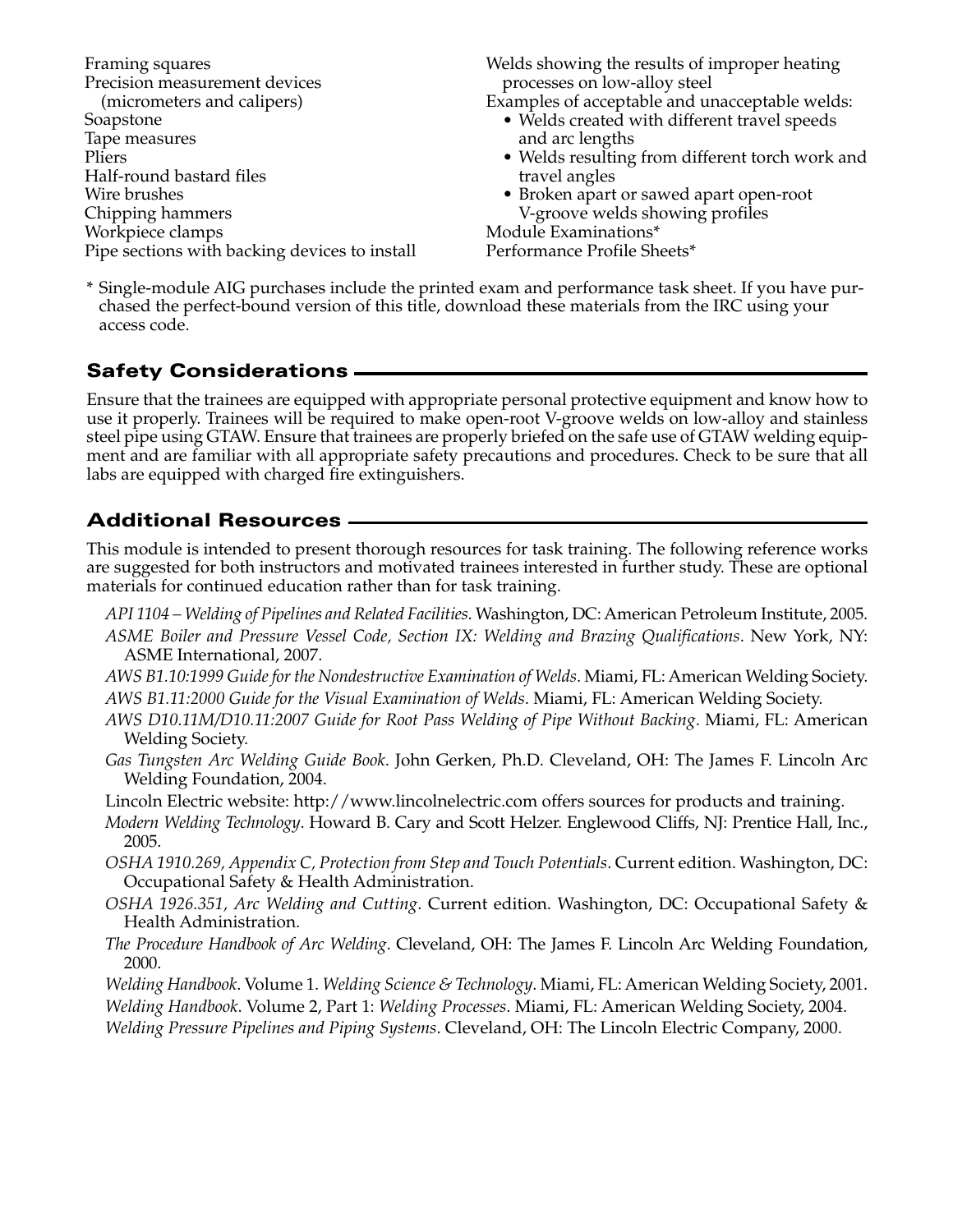Framing squares
Precision measurement devices (micrometers and calipers)
Soapstone
Tape measures
Pliers
Half-round bastard files
Wire brushes
Chipping hammers
Workpiece clamps
Pipe sections with backing devices to install
Welds showing the results of improper heating processes on low-alloy steel
Examples of acceptable and unacceptable welds:

- Welds created with different travel speeds and arc lengths
- Welds resulting from different torch work and travel angles
- Broken apart or sawed apart open-root V-groove welds showing profiles

Module Examinations*
Performance Profile Sheets*

\* Single-module AIG purchases include the printed exam and performance task sheet. If you have purchased the perfect-bound version of this title, download these materials from the IRC using your access code.

## Safety Considerations

Ensure that the trainees are equipped with appropriate personal protective equipment and know how to use it properly. Trainees will be required to make open-root V-groove welds on low-alloy and stainless steel pipe using GTAW. Ensure that trainees are properly briefed on the safe use of GTAW welding equipment and are familiar with all appropriate safety precautions and procedures. Check to be sure that all labs are equipped with charged fire extinguishers.

## Additional Resources

This module is intended to present thorough resources for task training. The following reference works are suggested for both instructors and motivated trainees interested in further study. These are optional materials for continued education rather than for task training.

*API 1104 – Welding of Pipelines and Related Facilities*. Washington, DC: American Petroleum Institute, 2005.

*ASME Boiler and Pressure Vessel Code, Section IX: Welding and Brazing Qualifications*. New York, NY: ASME International, 2007.

*AWS B1.10:1999 Guide for the Nondestructive Examination of Welds*. Miami, FL: American Welding Society.

*AWS B1.11:2000 Guide for the Visual Examination of Welds*. Miami, FL: American Welding Society.

*AWS D10.11M/D10.11:2007 Guide for Root Pass Welding of Pipe Without Backing*. Miami, FL: American Welding Society.

*Gas Tungsten Arc Welding Guide Book*. John Gerken, Ph.D. Cleveland, OH: The James F. Lincoln Arc Welding Foundation, 2004.

Lincoln Electric website: http://www.lincolnelectric.com offers sources for products and training.

*Modern Welding Technology*. Howard B. Cary and Scott Helzer. Englewood Cliffs, NJ: Prentice Hall, Inc., 2005.

*OSHA 1910.269, Appendix C, Protection from Step and Touch Potentials*. Current edition. Washington, DC: Occupational Safety & Health Administration.

*OSHA 1926.351, Arc Welding and Cutting*. Current edition. Washington, DC: Occupational Safety & Health Administration.

*The Procedure Handbook of Arc Welding*. Cleveland, OH: The James F. Lincoln Arc Welding Foundation, 2000.

*Welding Handbook*. Volume 1. *Welding Science & Technology*. Miami, FL: American Welding Society, 2001.

*Welding Handbook*. Volume 2, Part 1: *Welding Processes*. Miami, FL: American Welding Society, 2004.

*Welding Pressure Pipelines and Piping Systems*. Cleveland, OH: The Lincoln Electric Company, 2000.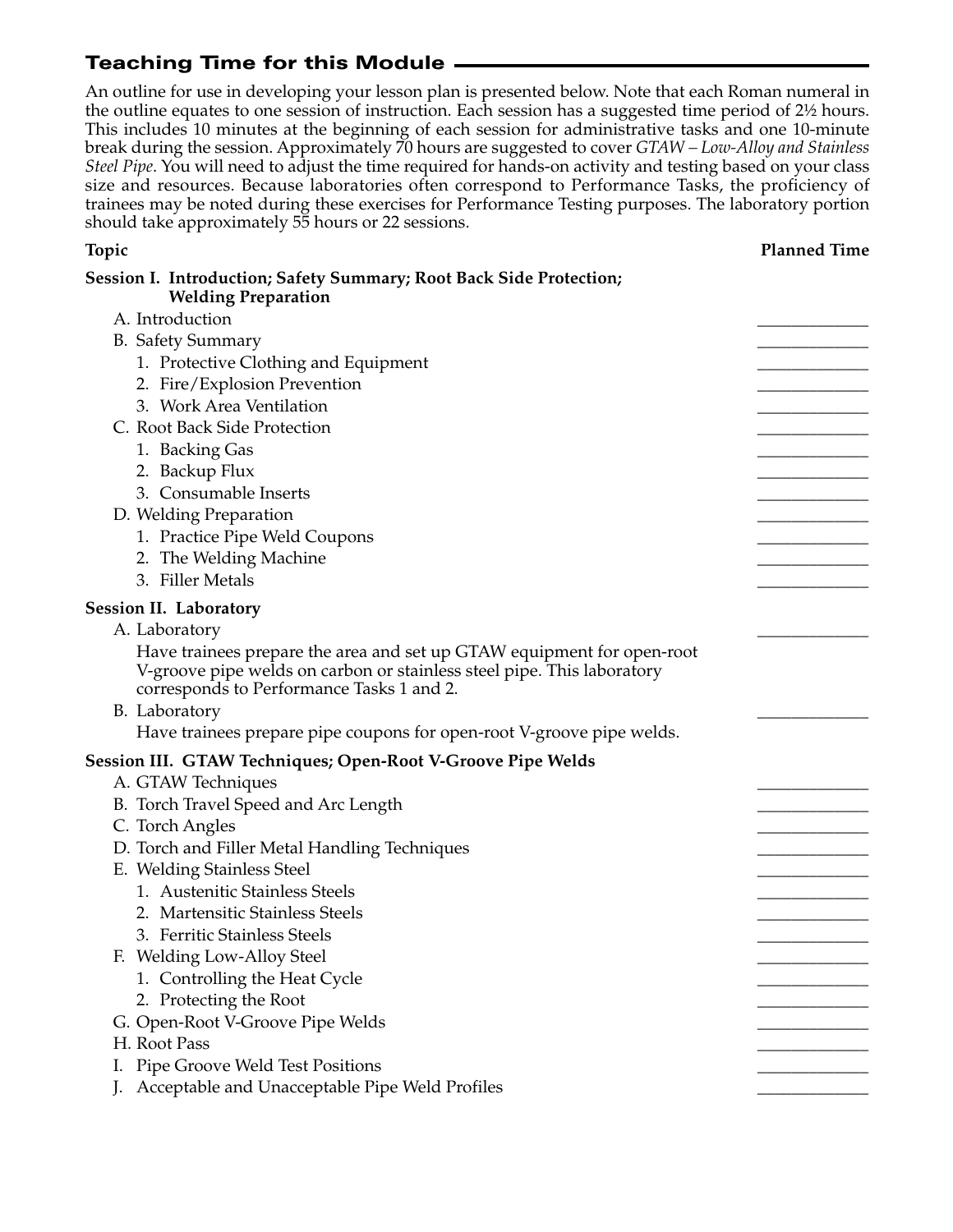## Teaching Time for this Module

An outline for use in developing your lesson plan is presented below. Note that each Roman numeral in the outline equates to one session of instruction. Each session has a suggested time period of 2½ hours. This includes 10 minutes at the beginning of each session for administrative tasks and one 10-minute break during the session. Approximately 70 hours are suggested to cover *GTAW – Low-Alloy and Stainless Steel Pipe*. You will need to adjust the time required for hands-on activity and testing based on your class size and resources. Because laboratories often correspond to Performance Tasks, the proficiency of trainees may be noted during these exercises for Performance Testing purposes. The laboratory portion should take approximately 55 hours or 22 sessions.

| Topic | Planned Time |
|---|---|
| **Session I. Introduction; Safety Summary; Root Back Side Protection; Welding Preparation** | |
| A. Introduction | _____________ |
| B. Safety Summary | _____________ |
| 1. Protective Clothing and Equipment | _____________ |
| 2. Fire/Explosion Prevention | _____________ |
| 3. Work Area Ventilation | _____________ |
| C. Root Back Side Protection | _____________ |
| 1. Backing Gas | _____________ |
| 2. Backup Flux | _____________ |
| 3. Consumable Inserts | _____________ |
| D. Welding Preparation | _____________ |
| 1. Practice Pipe Weld Coupons | _____________ |
| 2. The Welding Machine | _____________ |
| 3. Filler Metals | _____________ |
| **Session II. Laboratory** | |
| A. Laboratory<br>Have trainees prepare the area and set up GTAW equipment for open-root V-groove pipe welds on carbon or stainless steel pipe. This laboratory corresponds to Performance Tasks 1 and 2. | _____________ |
| B. Laboratory<br>Have trainees prepare pipe coupons for open-root V-groove pipe welds. | _____________ |
| **Session III. GTAW Techniques; Open-Root V-Groove Pipe Welds** | |
| A. GTAW Techniques | _____________ |
| B. Torch Travel Speed and Arc Length | _____________ |
| C. Torch Angles | _____________ |
| D. Torch and Filler Metal Handling Techniques | _____________ |
| E. Welding Stainless Steel | _____________ |
| 1. Austenitic Stainless Steels | _____________ |
| 2. Martensitic Stainless Steels | _____________ |
| 3. Ferritic Stainless Steels | _____________ |
| F. Welding Low-Alloy Steel | _____________ |
| 1. Controlling the Heat Cycle | _____________ |
| 2. Protecting the Root | _____________ |
| G. Open-Root V-Groove Pipe Welds | _____________ |
| H. Root Pass | _____________ |
| I. Pipe Groove Weld Test Positions | _____________ |
| J. Acceptable and Unacceptable Pipe Weld Profiles | _____________ |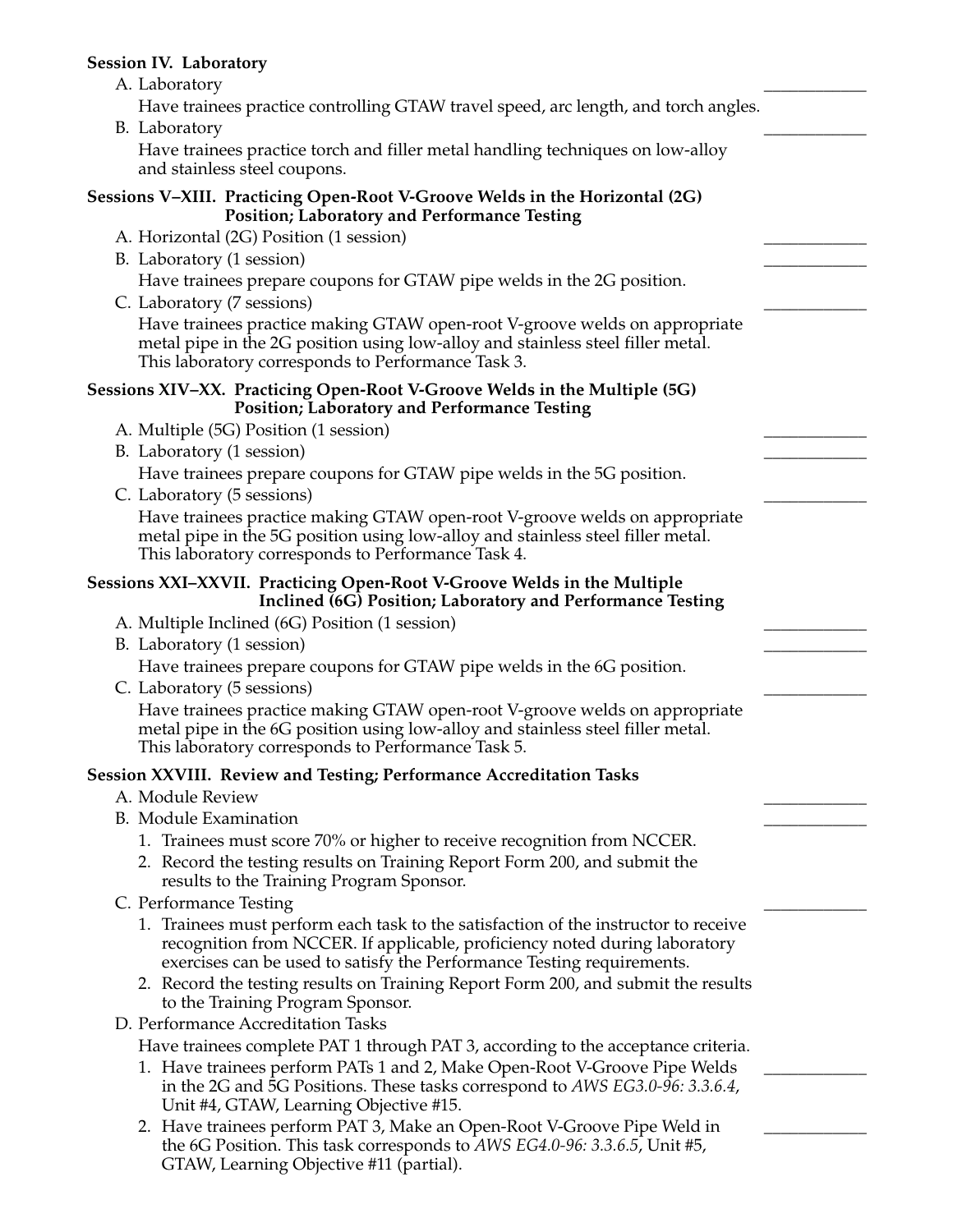**Session IV. Laboratory**

A. Laboratory ____________

Have trainees practice controlling GTAW travel speed, arc length, and torch angles.

B. Laboratory ____________

Have trainees practice torch and filler metal handling techniques on low-alloy and stainless steel coupons.

**Sessions V–XIII. Practicing Open-Root V-Groove Welds in the Horizontal (2G) Position; Laboratory and Performance Testing**

A. Horizontal (2G) Position (1 session) ____________

B. Laboratory (1 session) ____________

Have trainees prepare coupons for GTAW pipe welds in the 2G position.

C. Laboratory (7 sessions) ____________

Have trainees practice making GTAW open-root V-groove welds on appropriate metal pipe in the 2G position using low-alloy and stainless steel filler metal. This laboratory corresponds to Performance Task 3.

**Sessions XIV–XX. Practicing Open-Root V-Groove Welds in the Multiple (5G) Position; Laboratory and Performance Testing**

A. Multiple (5G) Position (1 session) ____________

B. Laboratory (1 session) ____________

Have trainees prepare coupons for GTAW pipe welds in the 5G position.

C. Laboratory (5 sessions) ____________

Have trainees practice making GTAW open-root V-groove welds on appropriate metal pipe in the 5G position using low-alloy and stainless steel filler metal. This laboratory corresponds to Performance Task 4.

**Sessions XXI–XXVII. Practicing Open-Root V-Groove Welds in the Multiple Inclined (6G) Position; Laboratory and Performance Testing**

A. Multiple Inclined (6G) Position (1 session) ____________

B. Laboratory (1 session) ____________

Have trainees prepare coupons for GTAW pipe welds in the 6G position.

C. Laboratory (5 sessions) ____________

Have trainees practice making GTAW open-root V-groove welds on appropriate metal pipe in the 6G position using low-alloy and stainless steel filler metal. This laboratory corresponds to Performance Task 5.

**Session XXVIII. Review and Testing; Performance Accreditation Tasks**

A. Module Review ____________

B. Module Examination ____________

1. Trainees must score 70% or higher to receive recognition from NCCER.
2. Record the testing results on Training Report Form 200, and submit the results to the Training Program Sponsor.

C. Performance Testing ____________

1. Trainees must perform each task to the satisfaction of the instructor to receive recognition from NCCER. If applicable, proficiency noted during laboratory exercises can be used to satisfy the Performance Testing requirements.
2. Record the testing results on Training Report Form 200, and submit the results to the Training Program Sponsor.

D. Performance Accreditation Tasks

Have trainees complete PAT 1 through PAT 3, according to the acceptance criteria.

1. Have trainees perform PATs 1 and 2, Make Open-Root V-Groove Pipe Welds in the 2G and 5G Positions. These tasks correspond to *AWS EG3.0-96: 3.3.6.4*, Unit #4, GTAW, Learning Objective #15. ____________
2. Have trainees perform PAT 3, Make an Open-Root V-Groove Pipe Weld in the 6G Position. This task corresponds to *AWS EG4.0-96: 3.3.6.5*, Unit #5, GTAW, Learning Objective #11 (partial). ____________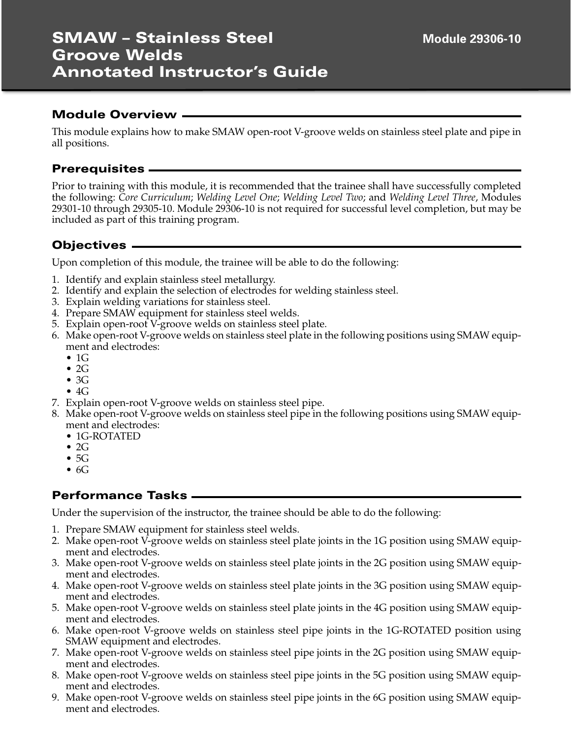# SMAW – Stainless Steel Groove Welds Annotated Instructor's Guide

**Module 29306-10**

## Module Overview

This module explains how to make SMAW open-root V-groove welds on stainless steel plate and pipe in all positions.

## Prerequisites

Prior to training with this module, it is recommended that the trainee shall have successfully completed the following: *Core Curriculum*; *Welding Level One*; *Welding Level Two*; and *Welding Level Three*, Modules 29301-10 through 29305-10. Module 29306-10 is not required for successful level completion, but may be included as part of this training program.

## Objectives

Upon completion of this module, the trainee will be able to do the following:

1. Identify and explain stainless steel metallurgy.
2. Identify and explain the selection of electrodes for welding stainless steel.
3. Explain welding variations for stainless steel.
4. Prepare SMAW equipment for stainless steel welds.
5. Explain open-root V-groove welds on stainless steel plate.
6. Make open-root V-groove welds on stainless steel plate in the following positions using SMAW equipment and electrodes:
   - 1G
   - 2G
   - 3G
   - 4G
7. Explain open-root V-groove welds on stainless steel pipe.
8. Make open-root V-groove welds on stainless steel pipe in the following positions using SMAW equipment and electrodes:
   - 1G-ROTATED
   - 2G
   - 5G
   - 6G

## Performance Tasks

Under the supervision of the instructor, the trainee should be able to do the following:

1. Prepare SMAW equipment for stainless steel welds.
2. Make open-root V-groove welds on stainless steel plate joints in the 1G position using SMAW equipment and electrodes.
3. Make open-root V-groove welds on stainless steel plate joints in the 2G position using SMAW equipment and electrodes.
4. Make open-root V-groove welds on stainless steel plate joints in the 3G position using SMAW equipment and electrodes.
5. Make open-root V-groove welds on stainless steel plate joints in the 4G position using SMAW equipment and electrodes.
6. Make open-root V-groove welds on stainless steel pipe joints in the 1G-ROTATED position using SMAW equipment and electrodes.
7. Make open-root V-groove welds on stainless steel pipe joints in the 2G position using SMAW equipment and electrodes.
8. Make open-root V-groove welds on stainless steel pipe joints in the 5G position using SMAW equipment and electrodes.
9. Make open-root V-groove welds on stainless steel pipe joints in the 6G position using SMAW equipment and electrodes.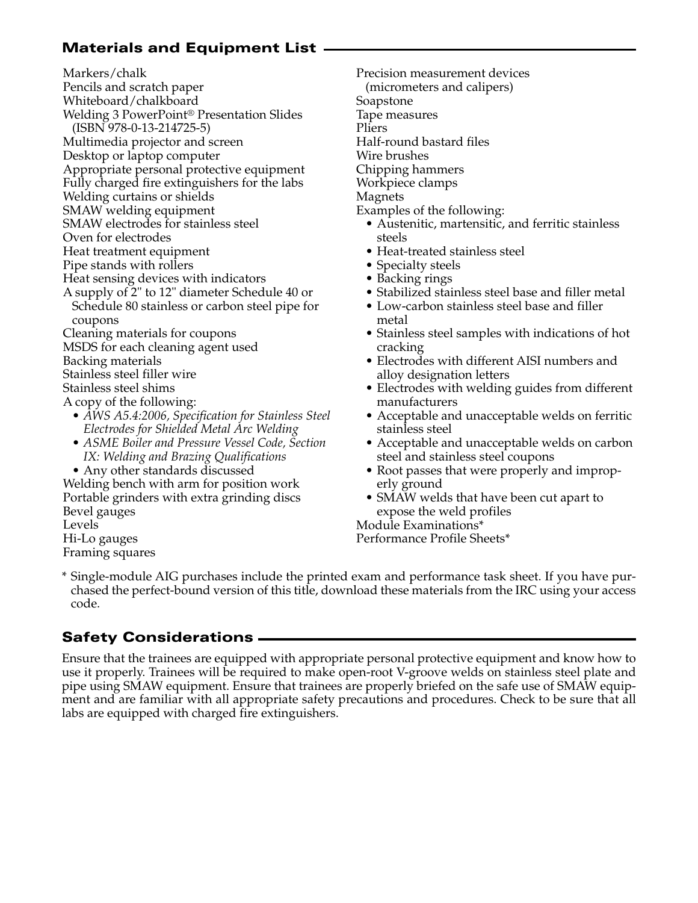## Materials and Equipment List

Markers/chalk
Pencils and scratch paper
Whiteboard/chalkboard
Welding 3 PowerPoint® Presentation Slides (ISBN 978-0-13-214725-5)
Multimedia projector and screen
Desktop or laptop computer
Appropriate personal protective equipment
Fully charged fire extinguishers for the labs
Welding curtains or shields
SMAW welding equipment
SMAW electrodes for stainless steel
Oven for electrodes
Heat treatment equipment
Pipe stands with rollers
Heat sensing devices with indicators
A supply of 2" to 12" diameter Schedule 40 or Schedule 80 stainless or carbon steel pipe for coupons
Cleaning materials for coupons
MSDS for each cleaning agent used
Backing materials
Stainless steel filler wire
Stainless steel shims
A copy of the following:

- *AWS A5.4:2006, Specification for Stainless Steel Electrodes for Shielded Metal Arc Welding*
- *ASME Boiler and Pressure Vessel Code, Section IX: Welding and Brazing Qualifications*
- Any other standards discussed

Welding bench with arm for position work
Portable grinders with extra grinding discs
Bevel gauges
Levels
Hi-Lo gauges
Framing squares
Precision measurement devices (micrometers and calipers)
Soapstone
Tape measures
Pliers
Half-round bastard files
Wire brushes
Chipping hammers
Workpiece clamps
Magnets
Examples of the following:

- Austenitic, martensitic, and ferritic stainless steels
- Heat-treated stainless steel
- Specialty steels
- Backing rings
- Stabilized stainless steel base and filler metal
- Low-carbon stainless steel base and filler metal
- Stainless steel samples with indications of hot cracking
- Electrodes with different AISI numbers and alloy designation letters
- Electrodes with welding guides from different manufacturers
- Acceptable and unacceptable welds on ferritic stainless steel
- Acceptable and unacceptable welds on carbon steel and stainless steel coupons
- Root passes that were properly and improperly ground
- SMAW welds that have been cut apart to expose the weld profiles

Module Examinations*
Performance Profile Sheets*

\* Single-module AIG purchases include the printed exam and performance task sheet. If you have purchased the perfect-bound version of this title, download these materials from the IRC using your access code.

## Safety Considerations

Ensure that the trainees are equipped with appropriate personal protective equipment and know how to use it properly. Trainees will be required to make open-root V-groove welds on stainless steel plate and pipe using SMAW equipment. Ensure that trainees are properly briefed on the safe use of SMAW equipment and are familiar with all appropriate safety precautions and procedures. Check to be sure that all labs are equipped with charged fire extinguishers.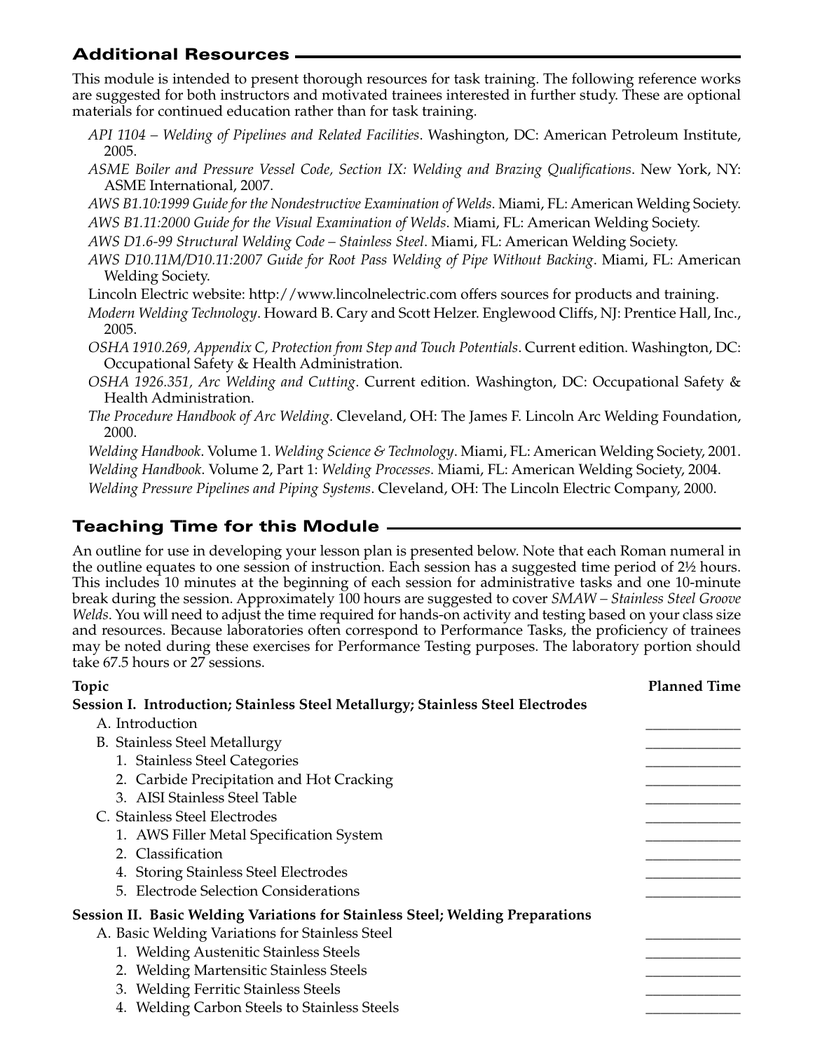## Additional Resources

This module is intended to present thorough resources for task training. The following reference works are suggested for both instructors and motivated trainees interested in further study. These are optional materials for continued education rather than for task training.

*API 1104 – Welding of Pipelines and Related Facilities*. Washington, DC: American Petroleum Institute, 2005.

*ASME Boiler and Pressure Vessel Code, Section IX: Welding and Brazing Qualifications*. New York, NY: ASME International, 2007.

*AWS B1.10:1999 Guide for the Nondestructive Examination of Welds*. Miami, FL: American Welding Society.

*AWS B1.11:2000 Guide for the Visual Examination of Welds*. Miami, FL: American Welding Society.

*AWS D1.6-99 Structural Welding Code – Stainless Steel*. Miami, FL: American Welding Society.

*AWS D10.11M/D10.11:2007 Guide for Root Pass Welding of Pipe Without Backing*. Miami, FL: American Welding Society.

Lincoln Electric website: http://www.lincolnelectric.com offers sources for products and training.

*Modern Welding Technology*. Howard B. Cary and Scott Helzer. Englewood Cliffs, NJ: Prentice Hall, Inc., 2005.

*OSHA 1910.269, Appendix C, Protection from Step and Touch Potentials*. Current edition. Washington, DC: Occupational Safety & Health Administration.

*OSHA 1926.351, Arc Welding and Cutting*. Current edition. Washington, DC: Occupational Safety & Health Administration.

*The Procedure Handbook of Arc Welding*. Cleveland, OH: The James F. Lincoln Arc Welding Foundation, 2000.

*Welding Handbook*. Volume 1. *Welding Science & Technology*. Miami, FL: American Welding Society, 2001.

*Welding Handbook*. Volume 2, Part 1: *Welding Processes*. Miami, FL: American Welding Society, 2004.

*Welding Pressure Pipelines and Piping Systems*. Cleveland, OH: The Lincoln Electric Company, 2000.

## Teaching Time for this Module

An outline for use in developing your lesson plan is presented below. Note that each Roman numeral in the outline equates to one session of instruction. Each session has a suggested time period of 2½ hours. This includes 10 minutes at the beginning of each session for administrative tasks and one 10-minute break during the session. Approximately 100 hours are suggested to cover *SMAW – Stainless Steel Groove Welds*. You will need to adjust the time required for hands-on activity and testing based on your class size and resources. Because laboratories often correspond to Performance Tasks, the proficiency of trainees may be noted during these exercises for Performance Testing purposes. The laboratory portion should take 67.5 hours or 27 sessions.

| Topic | Planned Time |
|---|---|
| **Session I. Introduction; Stainless Steel Metallurgy; Stainless Steel Electrodes** | |
| A. Introduction | _____________ |
| B. Stainless Steel Metallurgy | _____________ |
| 1. Stainless Steel Categories | _____________ |
| 2. Carbide Precipitation and Hot Cracking | _____________ |
| 3. AISI Stainless Steel Table | _____________ |
| C. Stainless Steel Electrodes | _____________ |
| 1. AWS Filler Metal Specification System | _____________ |
| 2. Classification | _____________ |
| 4. Storing Stainless Steel Electrodes | _____________ |
| 5. Electrode Selection Considerations | _____________ |
| **Session II. Basic Welding Variations for Stainless Steel; Welding Preparations** | |
| A. Basic Welding Variations for Stainless Steel | _____________ |
| 1. Welding Austenitic Stainless Steels | _____________ |
| 2. Welding Martensitic Stainless Steels | _____________ |
| 3. Welding Ferritic Stainless Steels | _____________ |
| 4. Welding Carbon Steels to Stainless Steels | _____________ |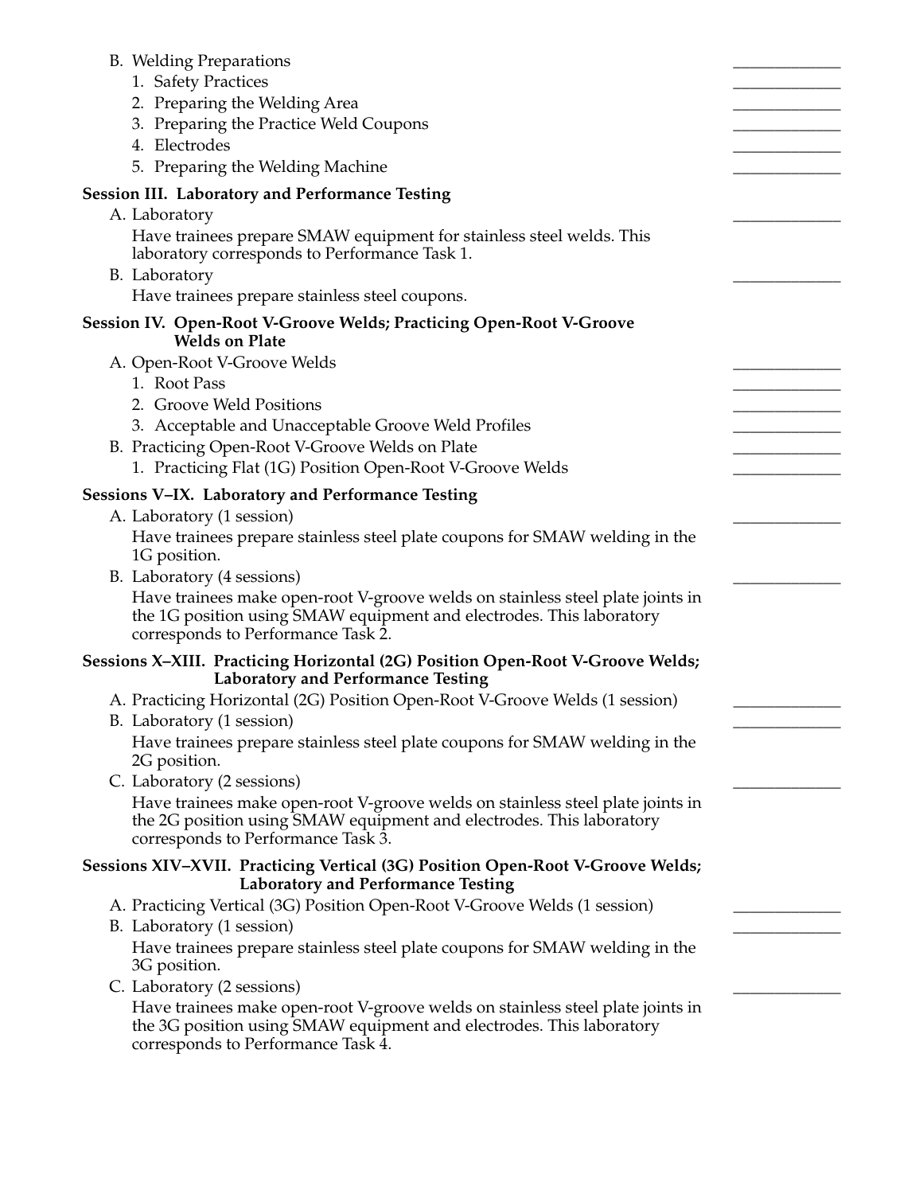B. Welding Preparations ____________
   1. Safety Practices ____________
   2. Preparing the Welding Area ____________
   3. Preparing the Practice Weld Coupons ____________
   4. Electrodes ____________
   5. Preparing the Welding Machine ____________

**Session III. Laboratory and Performance Testing**

A. Laboratory ____________

   Have trainees prepare SMAW equipment for stainless steel welds. This laboratory corresponds to Performance Task 1.

B. Laboratory ____________

   Have trainees prepare stainless steel coupons.

**Session IV. Open-Root V-Groove Welds; Practicing Open-Root V-Groove Welds on Plate**

A. Open-Root V-Groove Welds ____________
   1. Root Pass ____________
   2. Groove Weld Positions ____________
   3. Acceptable and Unacceptable Groove Weld Profiles ____________

B. Practicing Open-Root V-Groove Welds on Plate ____________
   1. Practicing Flat (1G) Position Open-Root V-Groove Welds ____________

**Sessions V–IX. Laboratory and Performance Testing**

A. Laboratory (1 session) ____________

   Have trainees prepare stainless steel plate coupons for SMAW welding in the 1G position.

B. Laboratory (4 sessions) ____________

   Have trainees make open-root V-groove welds on stainless steel plate joints in the 1G position using SMAW equipment and electrodes. This laboratory corresponds to Performance Task 2.

**Sessions X–XIII. Practicing Horizontal (2G) Position Open-Root V-Groove Welds; Laboratory and Performance Testing**

A. Practicing Horizontal (2G) Position Open-Root V-Groove Welds (1 session) ____________

B. Laboratory (1 session) ____________

   Have trainees prepare stainless steel plate coupons for SMAW welding in the 2G position.

C. Laboratory (2 sessions) ____________

   Have trainees make open-root V-groove welds on stainless steel plate joints in the 2G position using SMAW equipment and electrodes. This laboratory corresponds to Performance Task 3.

**Sessions XIV–XVII. Practicing Vertical (3G) Position Open-Root V-Groove Welds; Laboratory and Performance Testing**

A. Practicing Vertical (3G) Position Open-Root V-Groove Welds (1 session) ____________

B. Laboratory (1 session) ____________

   Have trainees prepare stainless steel plate coupons for SMAW welding in the 3G position.

C. Laboratory (2 sessions) ____________

   Have trainees make open-root V-groove welds on stainless steel plate joints in the 3G position using SMAW equipment and electrodes. This laboratory corresponds to Performance Task 4.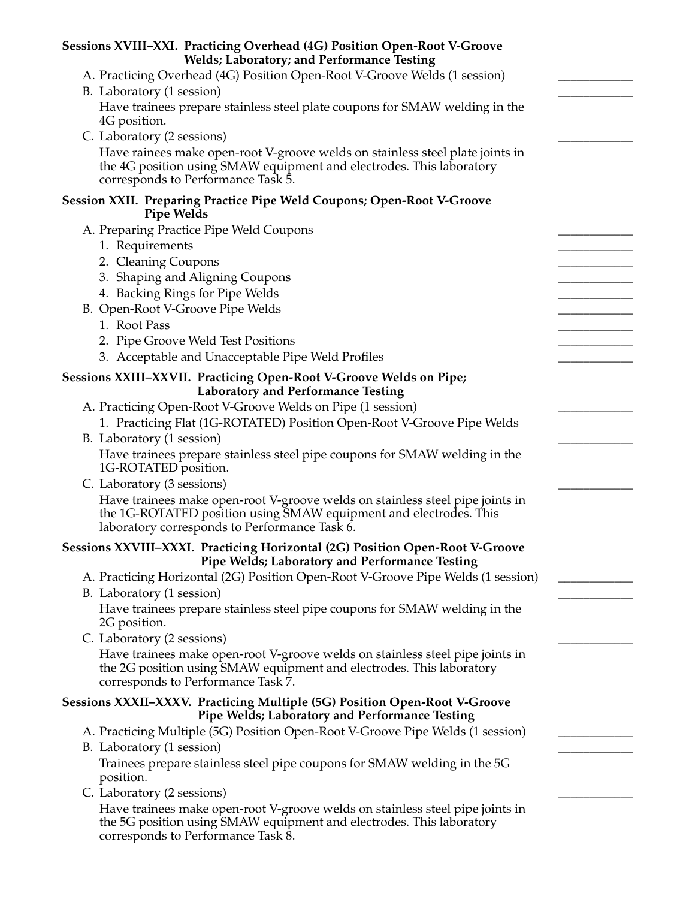**Sessions XVIII–XXI. Practicing Overhead (4G) Position Open-Root V-Groove Welds; Laboratory; and Performance Testing**

A. Practicing Overhead (4G) Position Open-Root V-Groove Welds (1 session) ____________

B. Laboratory (1 session) ____________

Have trainees prepare stainless steel plate coupons for SMAW welding in the 4G position.

C. Laboratory (2 sessions) ____________

Have rainees make open-root V-groove welds on stainless steel plate joints in the 4G position using SMAW equipment and electrodes. This laboratory corresponds to Performance Task 5.

**Session XXII. Preparing Practice Pipe Weld Coupons; Open-Root V-Groove Pipe Welds**

A. Preparing Practice Pipe Weld Coupons ____________
  1. Requirements ____________
  2. Cleaning Coupons ____________
  3. Shaping and Aligning Coupons ____________
  4. Backing Rings for Pipe Welds ____________

B. Open-Root V-Groove Pipe Welds ____________
  1. Root Pass ____________
  2. Pipe Groove Weld Test Positions ____________
  3. Acceptable and Unacceptable Pipe Weld Profiles ____________

**Sessions XXIII–XXVII. Practicing Open-Root V-Groove Welds on Pipe; Laboratory and Performance Testing**

A. Practicing Open-Root V-Groove Welds on Pipe (1 session) ____________
  1. Practicing Flat (1G-ROTATED) Position Open-Root V-Groove Pipe Welds

B. Laboratory (1 session) ____________

Have trainees prepare stainless steel pipe coupons for SMAW welding in the 1G-ROTATED position.

C. Laboratory (3 sessions) ____________

Have trainees make open-root V-groove welds on stainless steel pipe joints in the 1G-ROTATED position using SMAW equipment and electrodes. This laboratory corresponds to Performance Task 6.

**Sessions XXVIII–XXXI. Practicing Horizontal (2G) Position Open-Root V-Groove Pipe Welds; Laboratory and Performance Testing**

A. Practicing Horizontal (2G) Position Open-Root V-Groove Pipe Welds (1 session) ____________

B. Laboratory (1 session) ____________

Have trainees prepare stainless steel pipe coupons for SMAW welding in the 2G position.

C. Laboratory (2 sessions) ____________

Have trainees make open-root V-groove welds on stainless steel pipe joints in the 2G position using SMAW equipment and electrodes. This laboratory corresponds to Performance Task 7.

**Sessions XXXII–XXXV. Practicing Multiple (5G) Position Open-Root V-Groove Pipe Welds; Laboratory and Performance Testing**

A. Practicing Multiple (5G) Position Open-Root V-Groove Pipe Welds (1 session) ____________

B. Laboratory (1 session) ____________

Trainees prepare stainless steel pipe coupons for SMAW welding in the 5G position.

C. Laboratory (2 sessions) ____________

Have trainees make open-root V-groove welds on stainless steel pipe joints in the 5G position using SMAW equipment and electrodes. This laboratory corresponds to Performance Task 8.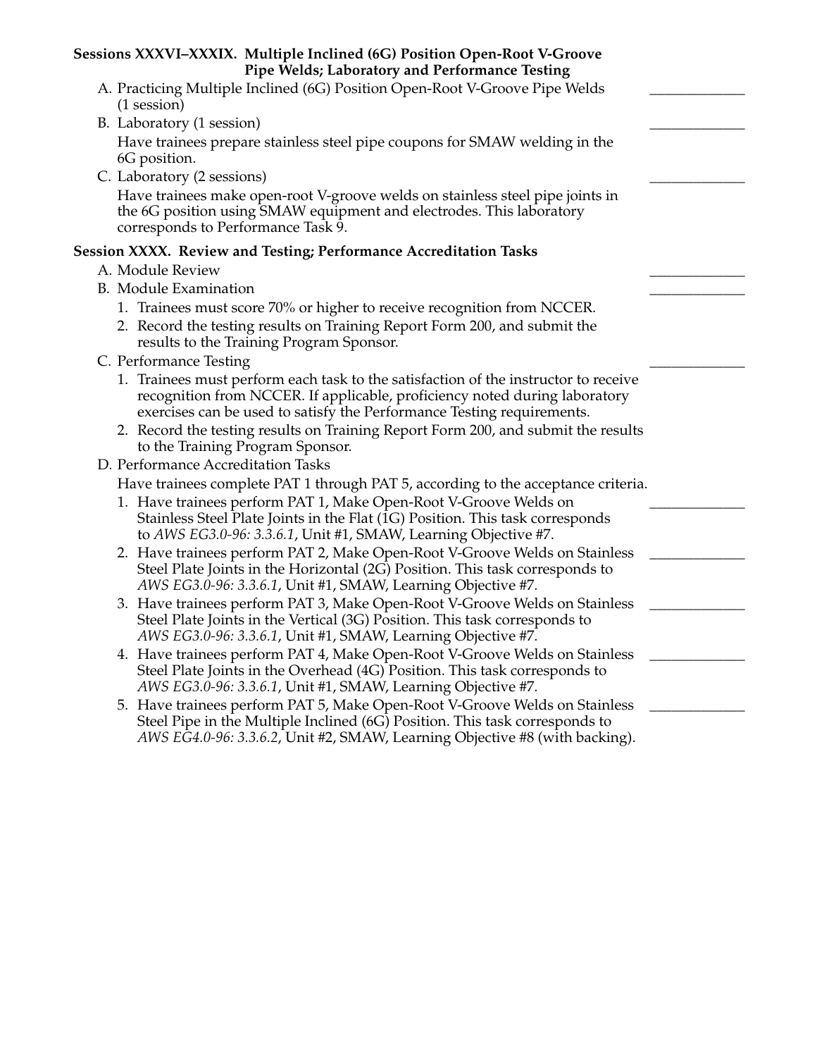**Sessions XXXVI–XXXIX. Multiple Inclined (6G) Position Open-Root V-Groove Pipe Welds; Laboratory and Performance Testing**

A. Practicing Multiple Inclined (6G) Position Open-Root V-Groove Pipe Welds (1 session) _____________

B. Laboratory (1 session) _____________

Have trainees prepare stainless steel pipe coupons for SMAW welding in the 6G position.

C. Laboratory (2 sessions) _____________

Have trainees make open-root V-groove welds on stainless steel pipe joints in the 6G position using SMAW equipment and electrodes. This laboratory corresponds to Performance Task 9.

**Session XXXX. Review and Testing; Performance Accreditation Tasks**

A. Module Review _____________

B. Module Examination _____________

1. Trainees must score 70% or higher to receive recognition from NCCER.
2. Record the testing results on Training Report Form 200, and submit the results to the Training Program Sponsor.

C. Performance Testing _____________

1. Trainees must perform each task to the satisfaction of the instructor to receive recognition from NCCER. If applicable, proficiency noted during laboratory exercises can be used to satisfy the Performance Testing requirements.
2. Record the testing results on Training Report Form 200, and submit the results to the Training Program Sponsor.

D. Performance Accreditation Tasks

Have trainees complete PAT 1 through PAT 5, according to the acceptance criteria.

1. Have trainees perform PAT 1, Make Open-Root V-Groove Welds on Stainless Steel Plate Joints in the Flat (1G) Position. This task corresponds to *AWS EG3.0-96: 3.3.6.1*, Unit #1, SMAW, Learning Objective #7. _____________
2. Have trainees perform PAT 2, Make Open-Root V-Groove Welds on Stainless Steel Plate Joints in the Horizontal (2G) Position. This task corresponds to *AWS EG3.0-96: 3.3.6.1*, Unit #1, SMAW, Learning Objective #7. _____________
3. Have trainees perform PAT 3, Make Open-Root V-Groove Welds on Stainless Steel Plate Joints in the Vertical (3G) Position. This task corresponds to *AWS EG3.0-96: 3.3.6.1*, Unit #1, SMAW, Learning Objective #7. _____________
4. Have trainees perform PAT 4, Make Open-Root V-Groove Welds on Stainless Steel Plate Joints in the Overhead (4G) Position. This task corresponds to *AWS EG3.0-96: 3.3.6.1*, Unit #1, SMAW, Learning Objective #7. _____________
5. Have trainees perform PAT 5, Make Open-Root V-Groove Welds on Stainless Steel Pipe in the Multiple Inclined (6G) Position. This task corresponds to *AWS EG4.0-96: 3.3.6.2*, Unit #2, SMAW, Learning Objective #8 (with backing). _____________